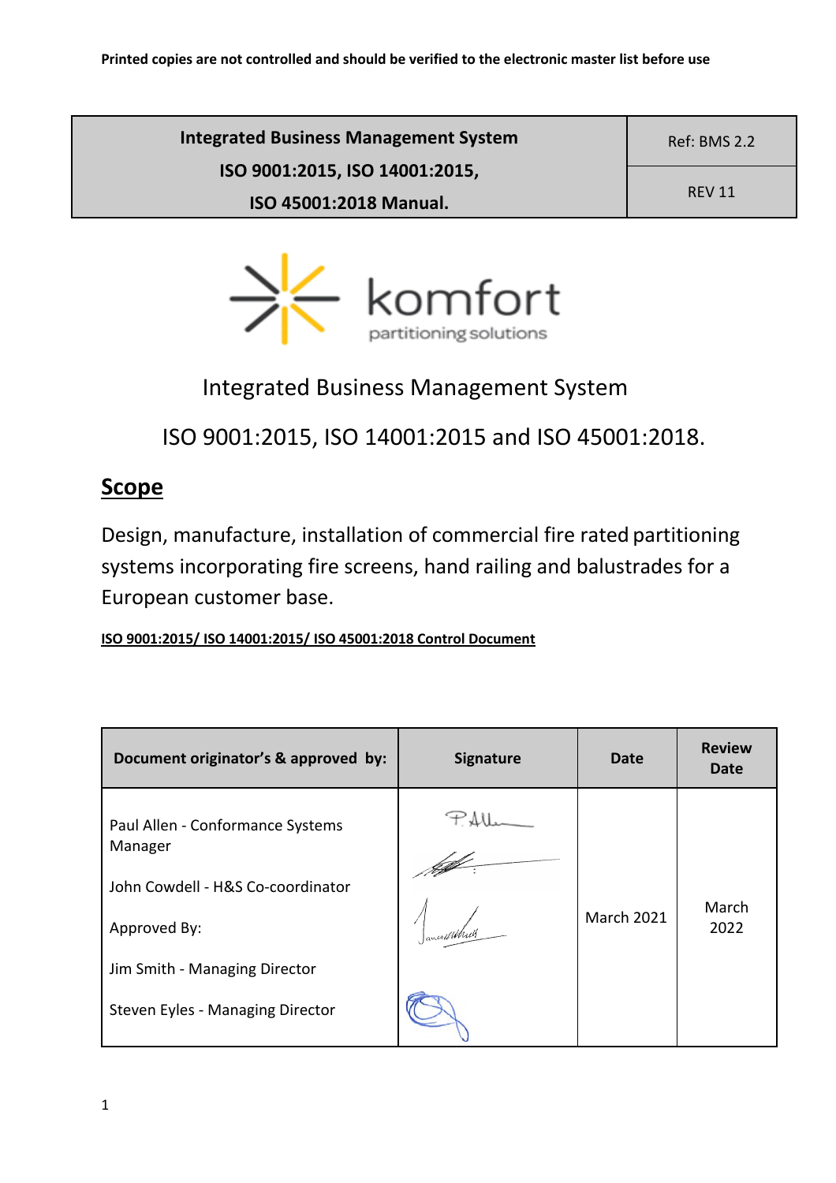Printed copies are not controlled and should be verified to the electronic master list before use

| Integrated Business Management System ISO 9001:2015, ISO 14001:2015, ISO 45001:2018 Manual. | Ref: BMS 2.2 |
|---|---|
| | REV 11 |

komfort
partitioning solutions

# Integrated Business Management System

# ISO 9001:2015, ISO 14001:2015 and ISO 45001:2018.

## Scope

Design, manufacture, installation of commercial fire rated partitioning systems incorporating fire screens, hand railing and balustrades for a European customer base.

**ISO 9001:2015/ ISO 14001:2015/ ISO 45001:2018 Control Document**

| Document originator's & approved by: | Signature | Date | Review Date |
|---|---|---|---|
| Paul Allen - Conformance Systems Manager<br><br>John Cowdell - H&S Co-coordinator<br><br>Approved By:<br><br>Jim Smith - Managing Director<br><br>Steven Eyles - Managing Director | | March 2021 | March 2022 |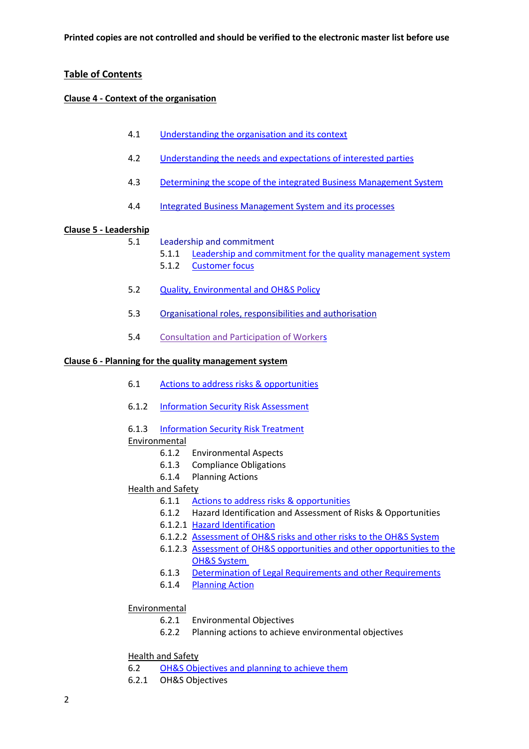**Printed copies are not controlled and should be verified to the electronic master list before use**

## Table of Contents

### Clause 4 - Context of the organisation

- 4.1 Understanding the organisation and its context
- 4.2 Understanding the needs and expectations of interested parties
- 4.3 Determining the scope of the integrated Business Management System
- 4.4 Integrated Business Management System and its processes

### Clause 5 - Leadership

- 5.1 Leadership and commitment
  - 5.1.1 Leadership and commitment for the quality management system
  - 5.1.2 Customer focus
- 5.2 Quality, Environmental and OH&S Policy
- 5.3 Organisational roles, responsibilities and authorisation
- 5.4 Consultation and Participation of Workers

### Clause 6 - Planning for the quality management system

- 6.1 Actions to address risks & opportunities
- 6.1.2 Information Security Risk Assessment
- 6.1.3 Information Security Risk Treatment

Environmental

- 6.1.2 Environmental Aspects
- 6.1.3 Compliance Obligations
- 6.1.4 Planning Actions

Health and Safety

- 6.1.1 Actions to address risks & opportunities
- 6.1.2 Hazard Identification and Assessment of Risks & Opportunities
- 6.1.2.1 Hazard Identification
- 6.1.2.2 Assessment of OH&S risks and other risks to the OH&S System
- 6.1.2.3 Assessment of OH&S opportunities and other opportunities to the OH&S System
- 6.1.3 Determination of Legal Requirements and other Requirements
- 6.1.4 Planning Action

Environmental

- 6.2.1 Environmental Objectives
- 6.2.2 Planning actions to achieve environmental objectives

Health and Safety

- 6.2 OH&S Objectives and planning to achieve them
- 6.2.1 OH&S Objectives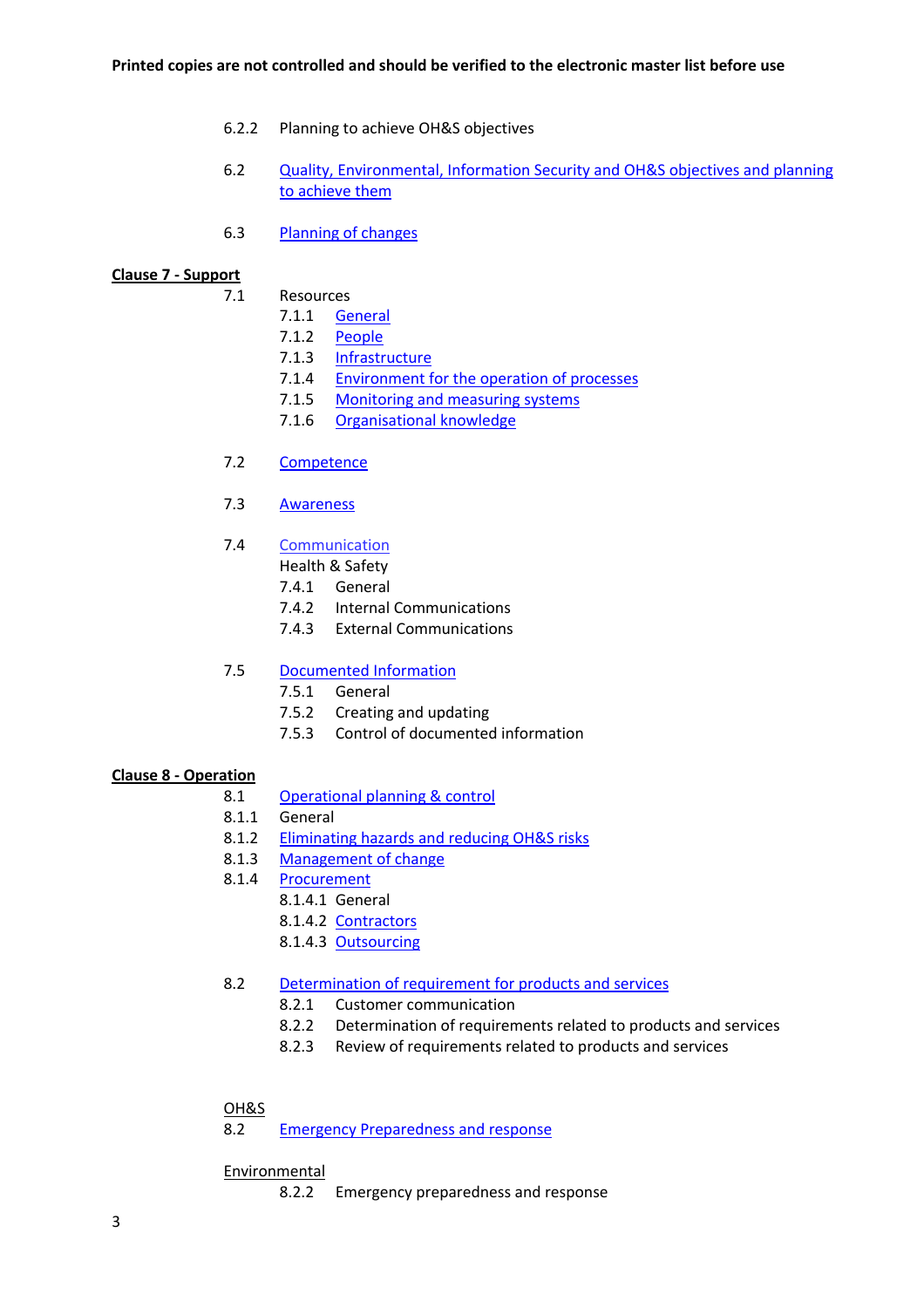**Printed copies are not controlled and should be verified to the electronic master list before use**

6.2.2 Planning to achieve OH&S objectives

6.2 Quality, Environmental, Information Security and OH&S objectives and planning to achieve them

6.3 Planning of changes

**Clause 7 - Support**

7.1 Resources
- 7.1.1 General
- 7.1.2 People
- 7.1.3 Infrastructure
- 7.1.4 Environment for the operation of processes
- 7.1.5 Monitoring and measuring systems
- 7.1.6 Organisational knowledge

7.2 Competence

7.3 Awareness

7.4 Communication
Health & Safety
- 7.4.1 General
- 7.4.2 Internal Communications
- 7.4.3 External Communications

7.5 Documented Information
- 7.5.1 General
- 7.5.2 Creating and updating
- 7.5.3 Control of documented information

**Clause 8 - Operation**

8.1 Operational planning & control
8.1.1 General
8.1.2 Eliminating hazards and reducing OH&S risks
8.1.3 Management of change
8.1.4 Procurement
- 8.1.4.1 General
- 8.1.4.2 Contractors
- 8.1.4.3 Outsourcing

8.2 Determination of requirement for products and services
- 8.2.1 Customer communication
- 8.2.2 Determination of requirements related to products and services
- 8.2.3 Review of requirements related to products and services

OH&S
8.2 Emergency Preparedness and response

Environmental
- 8.2.2 Emergency preparedness and response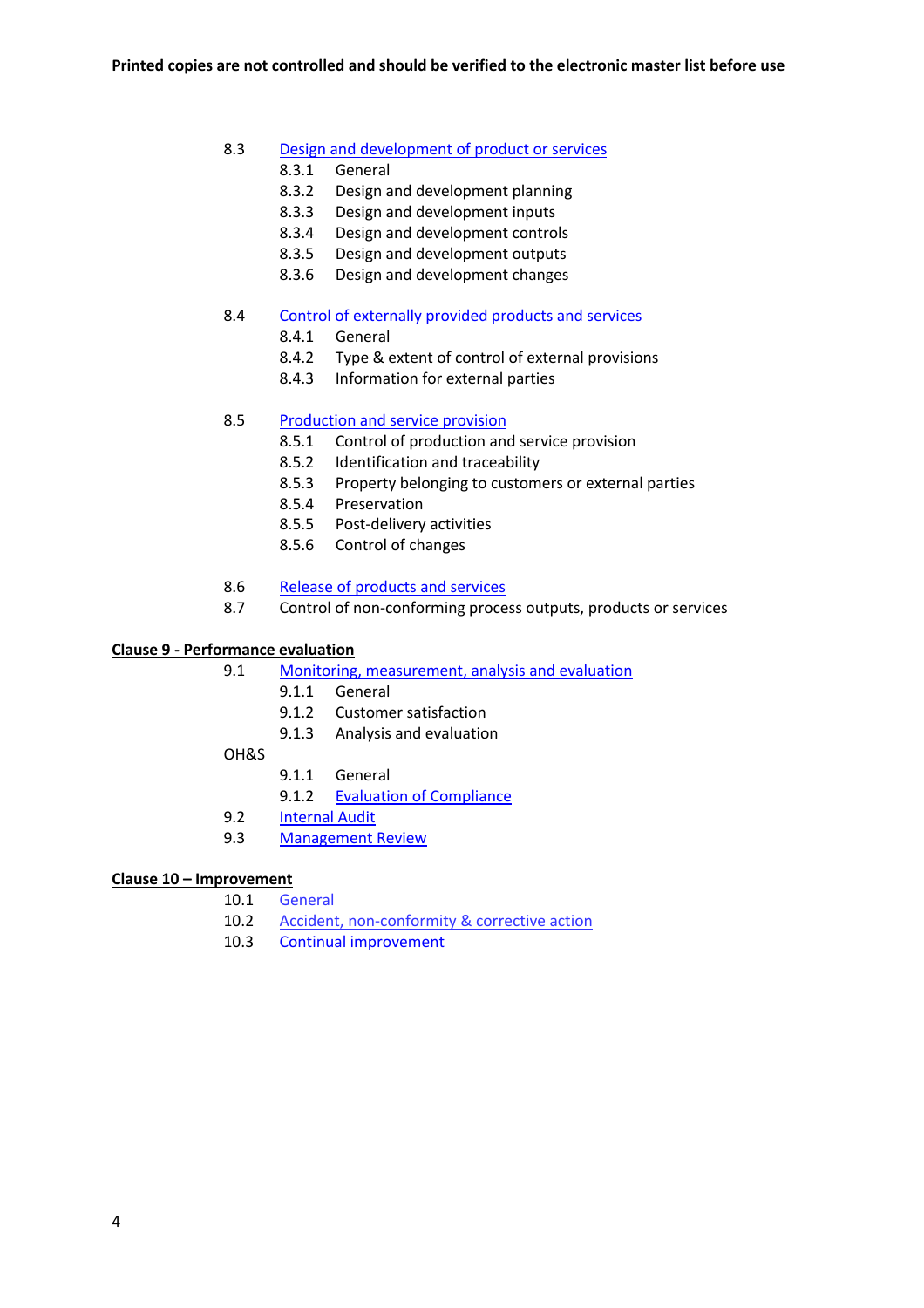8.3 Design and development of product or services
- 8.3.1 General
- 8.3.2 Design and development planning
- 8.3.3 Design and development inputs
- 8.3.4 Design and development controls
- 8.3.5 Design and development outputs
- 8.3.6 Design and development changes

8.4 Control of externally provided products and services
- 8.4.1 General
- 8.4.2 Type & extent of control of external provisions
- 8.4.3 Information for external parties

8.5 Production and service provision
- 8.5.1 Control of production and service provision
- 8.5.2 Identification and traceability
- 8.5.3 Property belonging to customers or external parties
- 8.5.4 Preservation
- 8.5.5 Post-delivery activities
- 8.5.6 Control of changes

8.6 Release of products and services

8.7 Control of non-conforming process outputs, products or services

**Clause 9 - Performance evaluation**

9.1 Monitoring, measurement, analysis and evaluation
- 9.1.1 General
- 9.1.2 Customer satisfaction
- 9.1.3 Analysis and evaluation

OH&S
- 9.1.1 General
- 9.1.2 Evaluation of Compliance

9.2 Internal Audit

9.3 Management Review

**Clause 10 – Improvement**

10.1 General

10.2 Accident, non-conformity & corrective action

10.3 Continual improvement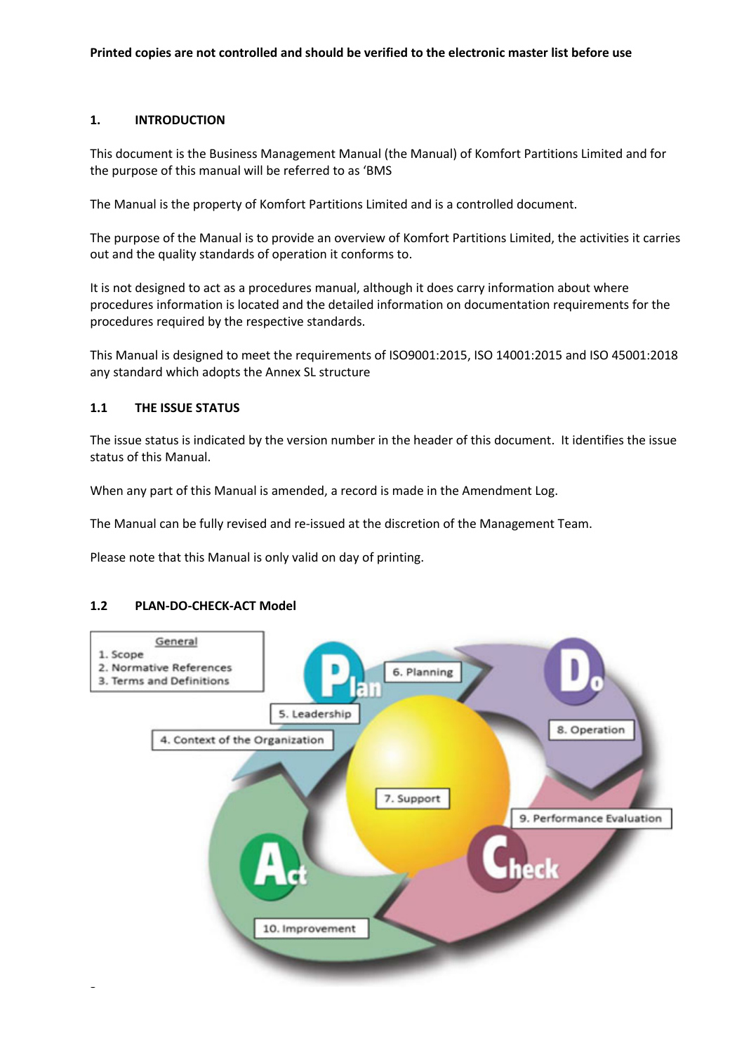**Printed copies are not controlled and should be verified to the electronic master list before use**

## 1. INTRODUCTION

This document is the Business Management Manual (the Manual) of Komfort Partitions Limited and for the purpose of this manual will be referred to as 'BMS

The Manual is the property of Komfort Partitions Limited and is a controlled document.

The purpose of the Manual is to provide an overview of Komfort Partitions Limited, the activities it carries out and the quality standards of operation it conforms to.

It is not designed to act as a procedures manual, although it does carry information about where procedures information is located and the detailed information on documentation requirements for the procedures required by the respective standards.

This Manual is designed to meet the requirements of ISO9001:2015, ISO 14001:2015 and ISO 45001:2018 any standard which adopts the Annex SL structure

### 1.1 THE ISSUE STATUS

The issue status is indicated by the version number in the header of this document. It identifies the issue status of this Manual.

When any part of this Manual is amended, a record is made in the Amendment Log.

The Manual can be fully revised and re-issued at the discretion of the Management Team.

Please note that this Manual is only valid on day of printing.

### 1.2 PLAN-DO-CHECK-ACT Model

General
1. Scope
2. Normative References
3. Terms and Definitions

Plan
4. Context of the Organization
5. Leadership
6. Planning
7. Support

Do
8. Operation

Check
9. Performance Evaluation

Act
10. Improvement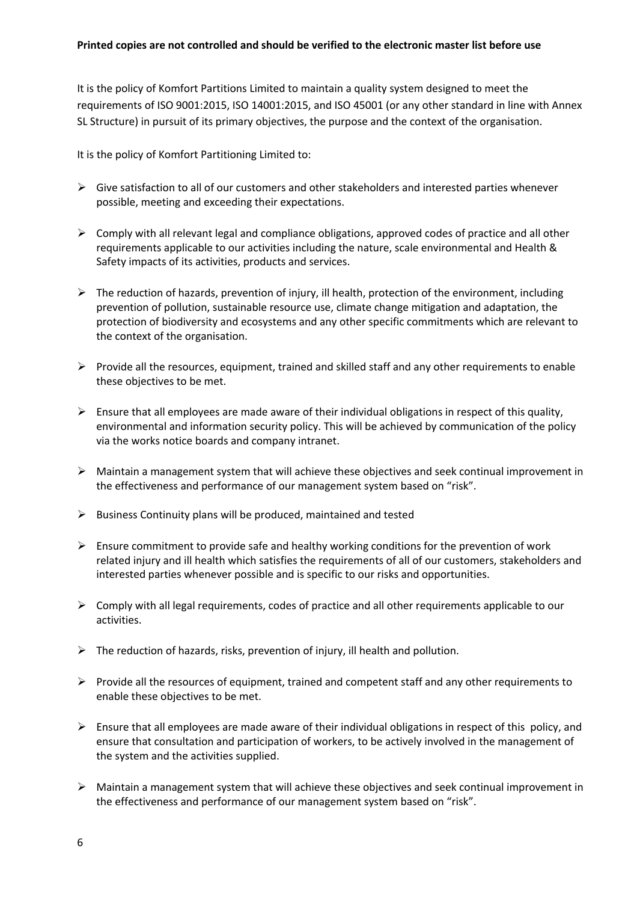**Printed copies are not controlled and should be verified to the electronic master list before use**

It is the policy of Komfort Partitions Limited to maintain a quality system designed to meet the requirements of ISO 9001:2015, ISO 14001:2015, and ISO 45001 (or any other standard in line with Annex SL Structure) in pursuit of its primary objectives, the purpose and the context of the organisation.

It is the policy of Komfort Partitioning Limited to:

- Give satisfaction to all of our customers and other stakeholders and interested parties whenever possible, meeting and exceeding their expectations.

- Comply with all relevant legal and compliance obligations, approved codes of practice and all other requirements applicable to our activities including the nature, scale environmental and Health & Safety impacts of its activities, products and services.

- The reduction of hazards, prevention of injury, ill health, protection of the environment, including prevention of pollution, sustainable resource use, climate change mitigation and adaptation, the protection of biodiversity and ecosystems and any other specific commitments which are relevant to the context of the organisation.

- Provide all the resources, equipment, trained and skilled staff and any other requirements to enable these objectives to be met.

- Ensure that all employees are made aware of their individual obligations in respect of this quality, environmental and information security policy. This will be achieved by communication of the policy via the works notice boards and company intranet.

- Maintain a management system that will achieve these objectives and seek continual improvement in the effectiveness and performance of our management system based on "risk".

- Business Continuity plans will be produced, maintained and tested

- Ensure commitment to provide safe and healthy working conditions for the prevention of work related injury and ill health which satisfies the requirements of all of our customers, stakeholders and interested parties whenever possible and is specific to our risks and opportunities.

- Comply with all legal requirements, codes of practice and all other requirements applicable to our activities.

- The reduction of hazards, risks, prevention of injury, ill health and pollution.

- Provide all the resources of equipment, trained and competent staff and any other requirements to enable these objectives to be met.

- Ensure that all employees are made aware of their individual obligations in respect of this policy, and ensure that consultation and participation of workers, to be actively involved in the management of the system and the activities supplied.

- Maintain a management system that will achieve these objectives and seek continual improvement in the effectiveness and performance of our management system based on "risk".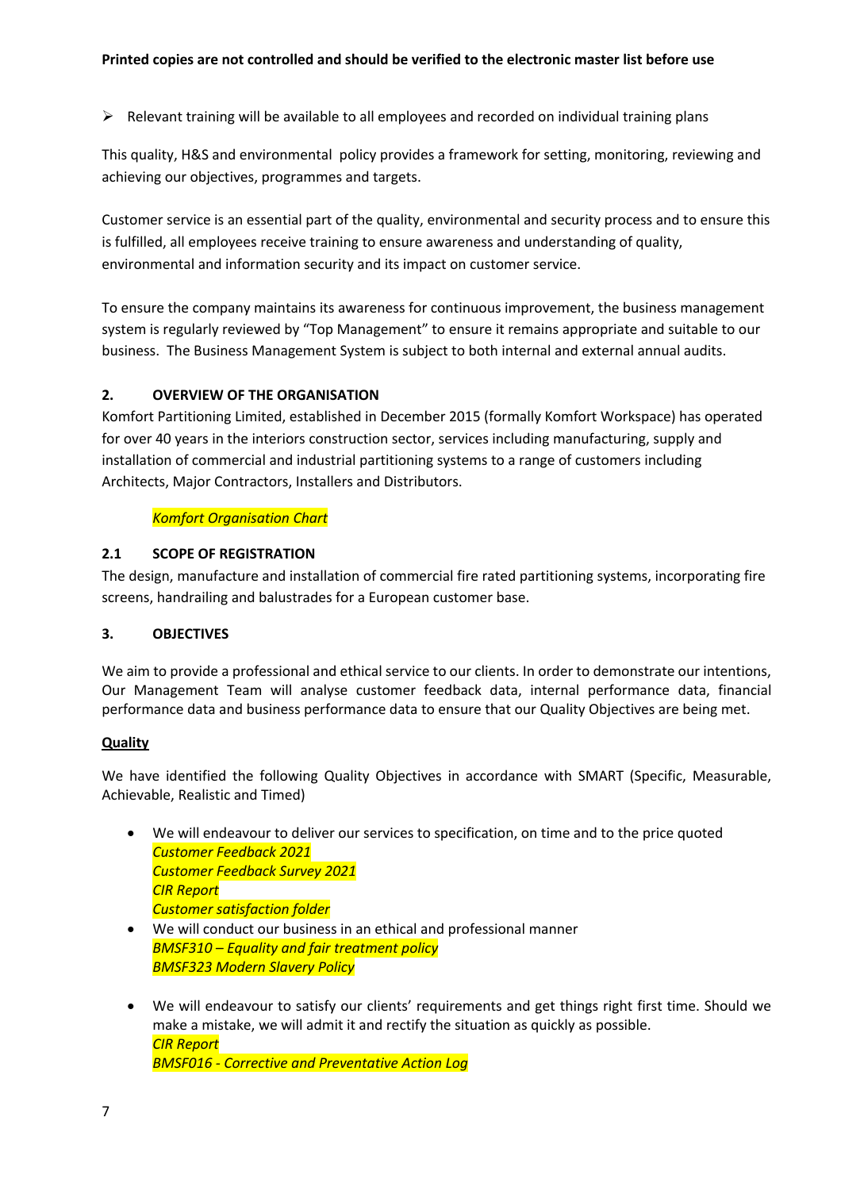- Relevant training will be available to all employees and recorded on individual training plans

This quality, H&S and environmental policy provides a framework for setting, monitoring, reviewing and achieving our objectives, programmes and targets.

Customer service is an essential part of the quality, environmental and security process and to ensure this is fulfilled, all employees receive training to ensure awareness and understanding of quality, environmental and information security and its impact on customer service.

To ensure the company maintains its awareness for continuous improvement, the business management system is regularly reviewed by "Top Management" to ensure it remains appropriate and suitable to our business. The Business Management System is subject to both internal and external annual audits.

## 2. OVERVIEW OF THE ORGANISATION

Komfort Partitioning Limited, established in December 2015 (formally Komfort Workspace) has operated for over 40 years in the interiors construction sector, services including manufacturing, supply and installation of commercial and industrial partitioning systems to a range of customers including Architects, Major Contractors, Installers and Distributors.

*Komfort Organisation Chart*

### 2.1 SCOPE OF REGISTRATION

The design, manufacture and installation of commercial fire rated partitioning systems, incorporating fire screens, handrailing and balustrades for a European customer base.

## 3. OBJECTIVES

We aim to provide a professional and ethical service to our clients. In order to demonstrate our intentions, Our Management Team will analyse customer feedback data, internal performance data, financial performance data and business performance data to ensure that our Quality Objectives are being met.

**Quality**

We have identified the following Quality Objectives in accordance with SMART (Specific, Measurable, Achievable, Realistic and Timed)

- We will endeavour to deliver our services to specification, on time and to the price quoted
  *Customer Feedback 2021*
  *Customer Feedback Survey 2021*
  *CIR Report*
  *Customer satisfaction folder*
- We will conduct our business in an ethical and professional manner
  *BMSF310 – Equality and fair treatment policy*
  *BMSF323 Modern Slavery Policy*
- We will endeavour to satisfy our clients' requirements and get things right first time. Should we make a mistake, we will admit it and rectify the situation as quickly as possible.
  *CIR Report*
  *BMSF016 - Corrective and Preventative Action Log*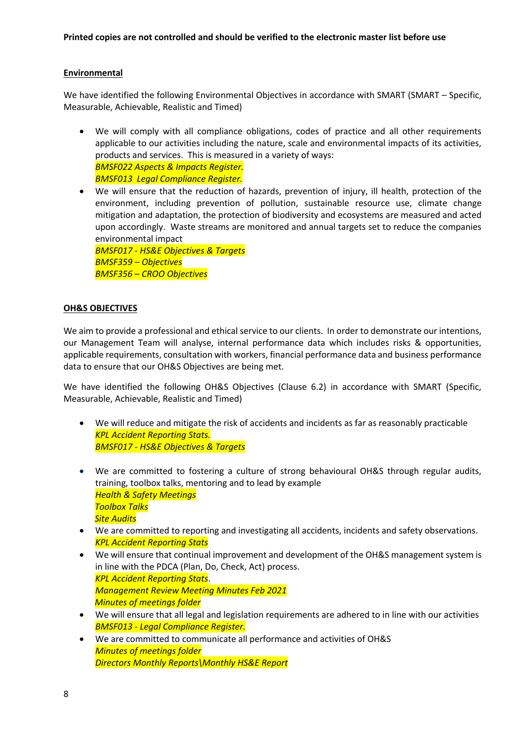**Printed copies are not controlled and should be verified to the electronic master list before use**

## Environmental

We have identified the following Environmental Objectives in accordance with SMART (SMART – Specific, Measurable, Achievable, Realistic and Timed)

- We will comply with all compliance obligations, codes of practice and all other requirements applicable to our activities including the nature, scale and environmental impacts of its activities, products and services. This is measured in a variety of ways:
  *BMSF022 Aspects & Impacts Register.*
  *BMSF013 Legal Compliance Register.*
- We will ensure that the reduction of hazards, prevention of injury, ill health, protection of the environment, including prevention of pollution, sustainable resource use, climate change mitigation and adaptation, the protection of biodiversity and ecosystems are measured and acted upon accordingly. Waste streams are monitored and annual targets set to reduce the companies environmental impact
  *BMSF017 - HS&E Objectives & Targets*
  *BMSF359 – Objectives*
  *BMSF356 – CROO Objectives*

## OH&S OBJECTIVES

We aim to provide a professional and ethical service to our clients. In order to demonstrate our intentions, our Management Team will analyse, internal performance data which includes risks & opportunities, applicable requirements, consultation with workers, financial performance data and business performance data to ensure that our OH&S Objectives are being met.

We have identified the following OH&S Objectives (Clause 6.2) in accordance with SMART (Specific, Measurable, Achievable, Realistic and Timed)

- We will reduce and mitigate the risk of accidents and incidents as far as reasonably practicable
  *KPL Accident Reporting Stats.*
  *BMSF017 - HS&E Objectives & Targets*
- We are committed to fostering a culture of strong behavioural OH&S through regular audits, training, toolbox talks, mentoring and to lead by example
  *Health & Safety Meetings*
  *Toolbox Talks*
  *Site Audits*
- We are committed to reporting and investigating all accidents, incidents and safety observations.
  *KPL Accident Reporting Stats*
- We will ensure that continual improvement and development of the OH&S management system is in line with the PDCA (Plan, Do, Check, Act) process.
  *KPL Accident Reporting Stats*.
  *Management Review Meeting Minutes Feb 2021*
  *Minutes of meetings folder*
- We will ensure that all legal and legislation requirements are adhered to in line with our activities
  *BMSF013 - Legal Compliance Register.*
- We are committed to communicate all performance and activities of OH&S
  *Minutes of meetings folder*
  *Directors Monthly Reports\Monthly HS&E Report*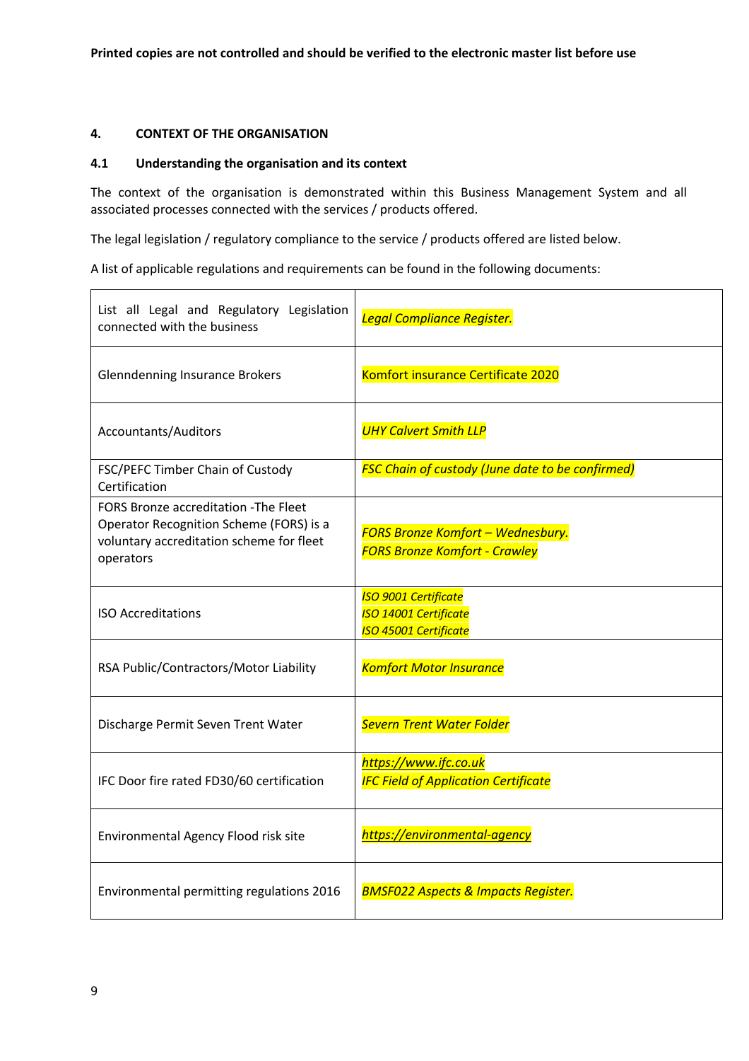**Printed copies are not controlled and should be verified to the electronic master list before use**

## 4. CONTEXT OF THE ORGANISATION

### 4.1 Understanding the organisation and its context

The context of the organisation is demonstrated within this Business Management System and all associated processes connected with the services / products offered.

The legal legislation / regulatory compliance to the service / products offered are listed below.

A list of applicable regulations and requirements can be found in the following documents:

| | |
|---|---|
| List all Legal and Regulatory Legislation connected with the business | *Legal Compliance Register.* |
| Glenndenning Insurance Brokers | Komfort insurance Certificate 2020 |
| Accountants/Auditors | *UHY Calvert Smith LLP* |
| FSC/PEFC Timber Chain of Custody Certification | *FSC Chain of custody (June date to be confirmed)* |
| FORS Bronze accreditation -The Fleet Operator Recognition Scheme (FORS) is a voluntary accreditation scheme for fleet operators | *FORS Bronze Komfort – Wednesbury.*<br>*FORS Bronze Komfort - Crawley* |
| ISO Accreditations | *ISO 9001 Certificate*<br>*ISO 14001 Certificate*<br>*ISO 45001 Certificate* |
| RSA Public/Contractors/Motor Liability | *Komfort Motor Insurance* |
| Discharge Permit Seven Trent Water | *Severn Trent Water Folder* |
| IFC Door fire rated FD30/60 certification | *https://www.ifc.co.uk*<br>*IFC Field of Application Certificate* |
| Environmental Agency Flood risk site | *https://environmental-agency* |
| Environmental permitting regulations 2016 | *BMSF022 Aspects & Impacts Register.* |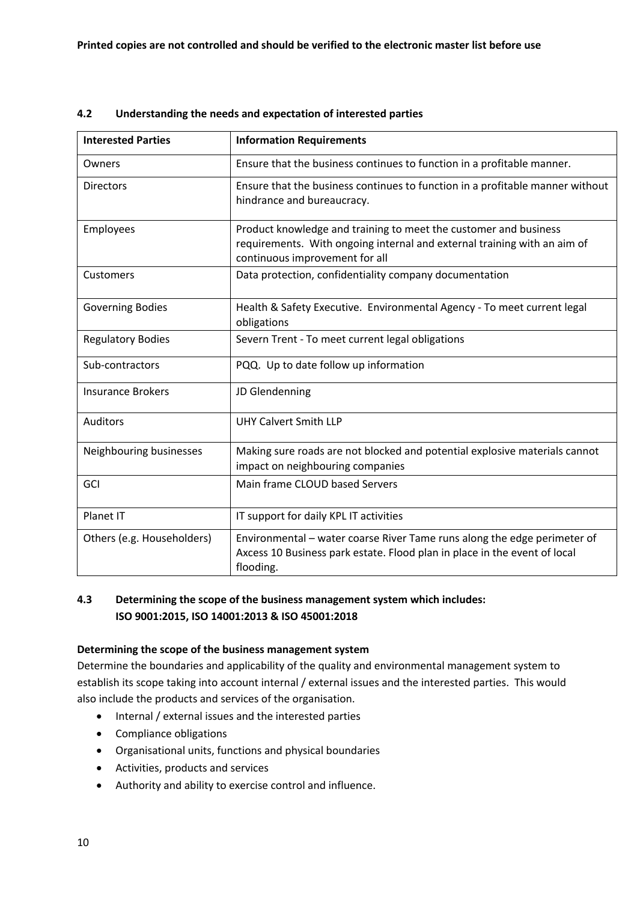Printed copies are not controlled and should be verified to the electronic master list before use

### 4.2 Understanding the needs and expectation of interested parties

| Interested Parties | Information Requirements |
|---|---|
| Owners | Ensure that the business continues to function in a profitable manner. |
| Directors | Ensure that the business continues to function in a profitable manner without hindrance and bureaucracy. |
| Employees | Product knowledge and training to meet the customer and business requirements. With ongoing internal and external training with an aim of continuous improvement for all |
| Customers | Data protection, confidentiality company documentation |
| Governing Bodies | Health & Safety Executive. Environmental Agency - To meet current legal obligations |
| Regulatory Bodies | Severn Trent - To meet current legal obligations |
| Sub-contractors | PQQ. Up to date follow up information |
| Insurance Brokers | JD Glendenning |
| Auditors | UHY Calvert Smith LLP |
| Neighbouring businesses | Making sure roads are not blocked and potential explosive materials cannot impact on neighbouring companies |
| GCI | Main frame CLOUD based Servers |
| Planet IT | IT support for daily KPL IT activities |
| Others (e.g. Householders) | Environmental – water coarse River Tame runs along the edge perimeter of Axcess 10 Business park estate. Flood plan in place in the event of local flooding. |

### 4.3 Determining the scope of the business management system which includes: ISO 9001:2015, ISO 14001:2013 & ISO 45001:2018

**Determining the scope of the business management system**

Determine the boundaries and applicability of the quality and environmental management system to establish its scope taking into account internal / external issues and the interested parties. This would also include the products and services of the organisation.

- Internal / external issues and the interested parties
- Compliance obligations
- Organisational units, functions and physical boundaries
- Activities, products and services
- Authority and ability to exercise control and influence.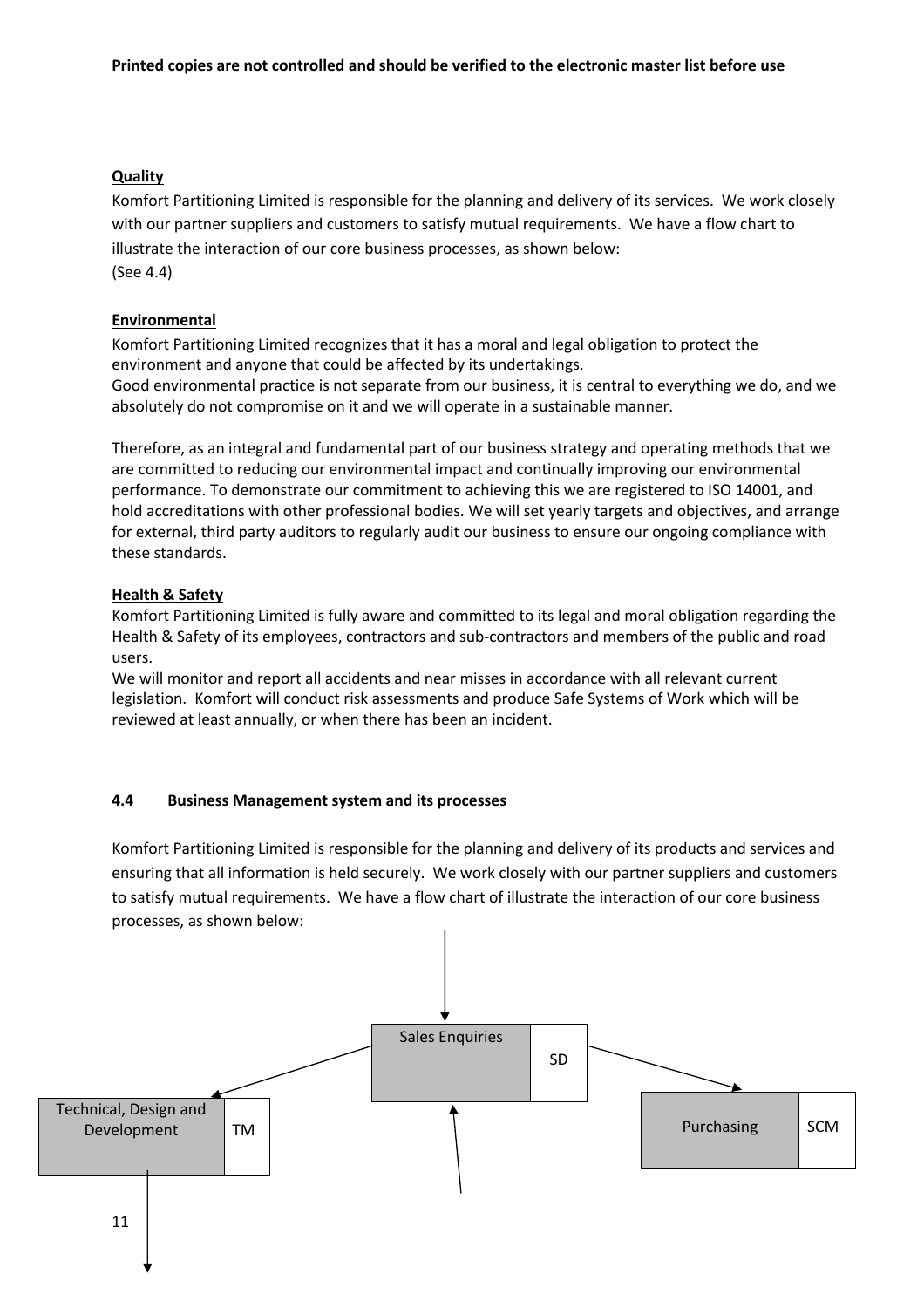**Printed copies are not controlled and should be verified to the electronic master list before use**

**Quality**

Komfort Partitioning Limited is responsible for the planning and delivery of its services. We work closely with our partner suppliers and customers to satisfy mutual requirements. We have a flow chart to illustrate the interaction of our core business processes, as shown below:
(See 4.4)

**Environmental**

Komfort Partitioning Limited recognizes that it has a moral and legal obligation to protect the environment and anyone that could be affected by its undertakings.
Good environmental practice is not separate from our business, it is central to everything we do, and we absolutely do not compromise on it and we will operate in a sustainable manner.

Therefore, as an integral and fundamental part of our business strategy and operating methods that we are committed to reducing our environmental impact and continually improving our environmental performance. To demonstrate our commitment to achieving this we are registered to ISO 14001, and hold accreditations with other professional bodies. We will set yearly targets and objectives, and arrange for external, third party auditors to regularly audit our business to ensure our ongoing compliance with these standards.

**Health & Safety**

Komfort Partitioning Limited is fully aware and committed to its legal and moral obligation regarding the Health & Safety of its employees, contractors and sub-contractors and members of the public and road users.
We will monitor and report all accidents and near misses in accordance with all relevant current legislation. Komfort will conduct risk assessments and produce Safe Systems of Work which will be reviewed at least annually, or when there has been an incident.

**4.4 Business Management system and its processes**

Komfort Partitioning Limited is responsible for the planning and delivery of its products and services and ensuring that all information is held securely. We work closely with our partner suppliers and customers to satisfy mutual requirements. We have a flow chart of illustrate the interaction of our core business processes, as shown below:

Sales Enquiries | SD

Technical, Design and Development | TM

Purchasing | SCM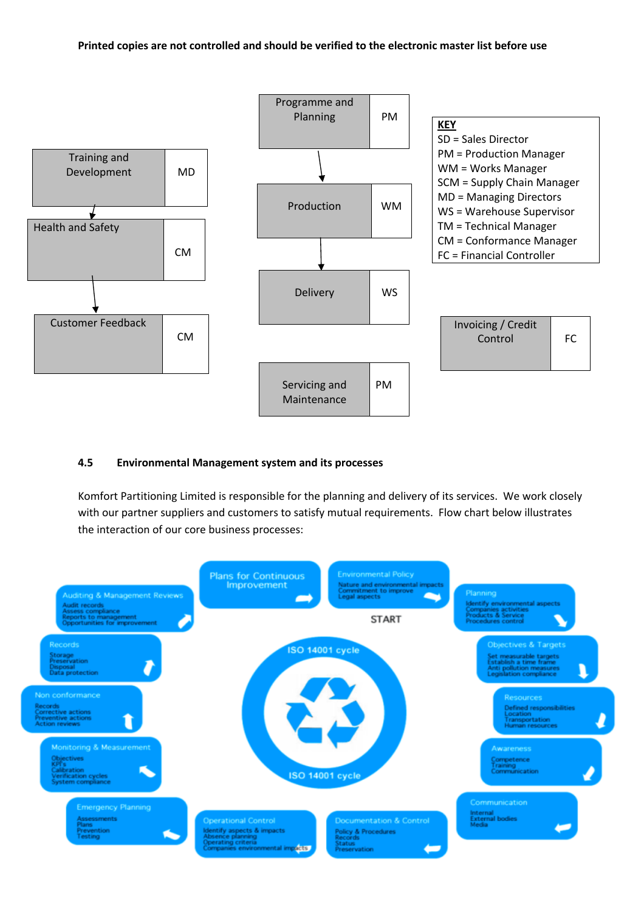Printed copies are not controlled and should be verified to the electronic master list before use

| Process | Owner |
|---|---|
| Programme and Planning | PM |
| Production | WM |
| Delivery | WS |
| Servicing and Maintenance | PM |
| Training and Development | MD |
| Health and Safety | CM |
| Customer Feedback | CM |
| Invoicing / Credit Control | FC |

**KEY**
SD = Sales Director
PM = Production Manager
WM = Works Manager
SCM = Supply Chain Manager
MD = Managing Directors
WS = Warehouse Supervisor
TM = Technical Manager
CM = Conformance Manager
FC = Financial Controller

**4.5 Environmental Management system and its processes**

Komfort Partitioning Limited is responsible for the planning and delivery of its services. We work closely with our partner suppliers and customers to satisfy mutual requirements. Flow chart below illustrates the interaction of our core business processes:

ISO 14001 cycle

START

- Environmental Policy: Nature and environmental impacts, Commitment to improve, Legal aspects
- Planning: Identify environmental aspects, Companies activities, Products & Service, Procedures control
- Objectives & Targets: Set measurable targets, Establish a time frame, Anti pollution measures, Legislation compliance
- Resources: Defined responsibilities, Location, Transportation, Human resources
- Awareness: Competence, Training, Communication
- Communication: Internal, External bodies, Media
- Documentation & Control: Policy & Procedures, Records, Status, Preservation
- Operational Control: Identify aspects & impacts, Absence planning, Operating criteria, Companies environmental impacts
- Emergency Planning: Assessments, Plans, Prevention, Testing
- Monitoring & Measurement: Objectives, KPI's, Calibration, Verification cycles, System compliance
- Non conformance: Records, Corrective actions, Preventive actions, Action reviews
- Records: Storage, Preservation, Disposal, Data protection
- Auditing & Management Reviews: Audit records, Assess compliance, Reports to management, Opportunities for improvement
- Plans for Continuous Improvement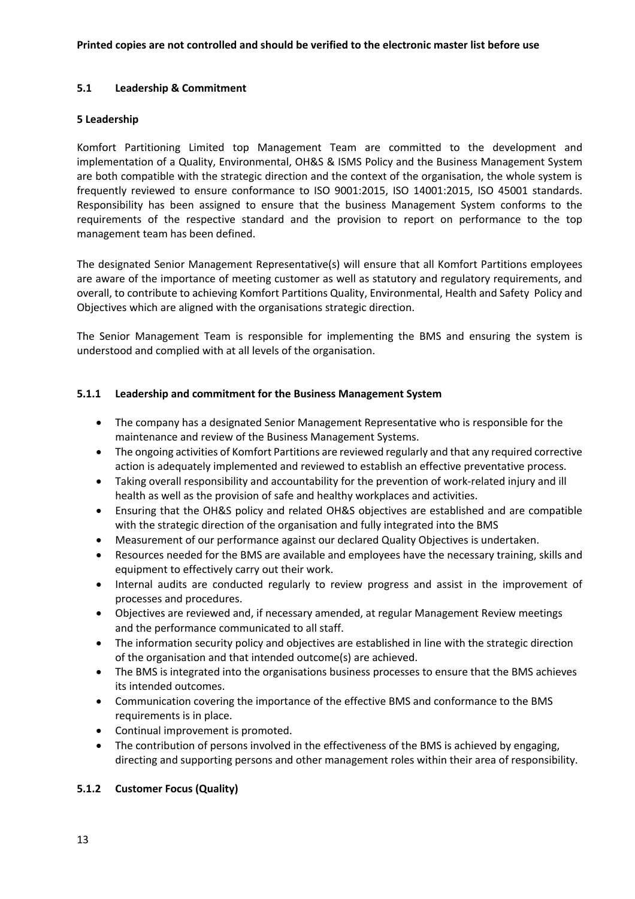Printed copies are not controlled and should be verified to the electronic master list before use

### 5.1 Leadership & Commitment

**5 Leadership**

Komfort Partitioning Limited top Management Team are committed to the development and implementation of a Quality, Environmental, OH&S & ISMS Policy and the Business Management System are both compatible with the strategic direction and the context of the organisation, the whole system is frequently reviewed to ensure conformance to ISO 9001:2015, ISO 14001:2015, ISO 45001 standards. Responsibility has been assigned to ensure that the business Management System conforms to the requirements of the respective standard and the provision to report on performance to the top management team has been defined.

The designated Senior Management Representative(s) will ensure that all Komfort Partitions employees are aware of the importance of meeting customer as well as statutory and regulatory requirements, and overall, to contribute to achieving Komfort Partitions Quality, Environmental, Health and Safety Policy and Objectives which are aligned with the organisations strategic direction.

The Senior Management Team is responsible for implementing the BMS and ensuring the system is understood and complied with at all levels of the organisation.

#### 5.1.1 Leadership and commitment for the Business Management System

- The company has a designated Senior Management Representative who is responsible for the maintenance and review of the Business Management Systems.
- The ongoing activities of Komfort Partitions are reviewed regularly and that any required corrective action is adequately implemented and reviewed to establish an effective preventative process.
- Taking overall responsibility and accountability for the prevention of work-related injury and ill health as well as the provision of safe and healthy workplaces and activities.
- Ensuring that the OH&S policy and related OH&S objectives are established and are compatible with the strategic direction of the organisation and fully integrated into the BMS
- Measurement of our performance against our declared Quality Objectives is undertaken.
- Resources needed for the BMS are available and employees have the necessary training, skills and equipment to effectively carry out their work.
- Internal audits are conducted regularly to review progress and assist in the improvement of processes and procedures.
- Objectives are reviewed and, if necessary amended, at regular Management Review meetings and the performance communicated to all staff.
- The information security policy and objectives are established in line with the strategic direction of the organisation and that intended outcome(s) are achieved.
- The BMS is integrated into the organisations business processes to ensure that the BMS achieves its intended outcomes.
- Communication covering the importance of the effective BMS and conformance to the BMS requirements is in place.
- Continual improvement is promoted.
- The contribution of persons involved in the effectiveness of the BMS is achieved by engaging, directing and supporting persons and other management roles within their area of responsibility.

#### 5.1.2 Customer Focus (Quality)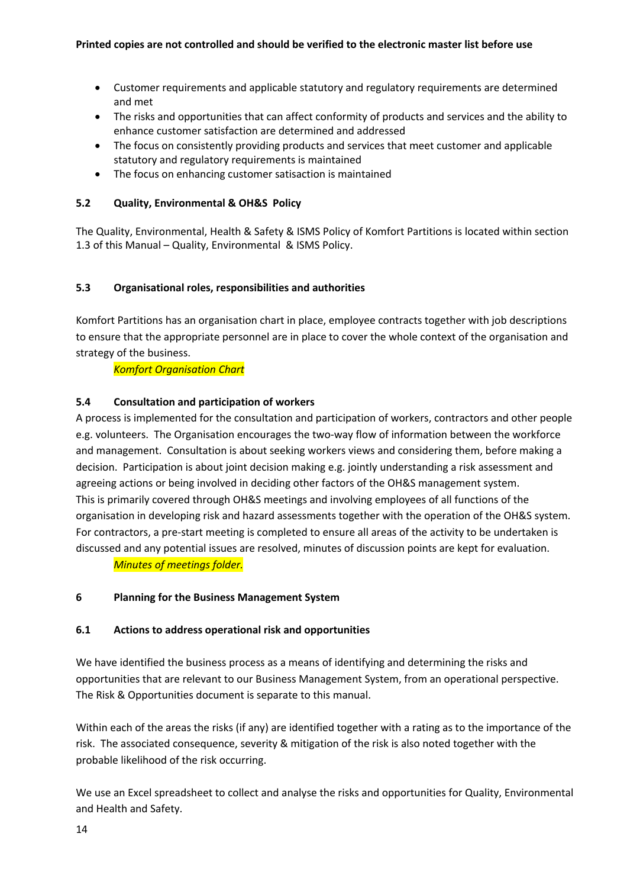- Customer requirements and applicable statutory and regulatory requirements are determined and met
- The risks and opportunities that can affect conformity of products and services and the ability to enhance customer satisfaction are determined and addressed
- The focus on consistently providing products and services that meet customer and applicable statutory and regulatory requirements is maintained
- The focus on enhancing customer satisaction is maintained

### 5.2 Quality, Environmental & OH&S Policy

The Quality, Environmental, Health & Safety & ISMS Policy of Komfort Partitions is located within section 1.3 of this Manual – Quality, Environmental & ISMS Policy.

### 5.3 Organisational roles, responsibilities and authorities

Komfort Partitions has an organisation chart in place, employee contracts together with job descriptions to ensure that the appropriate personnel are in place to cover the whole context of the organisation and strategy of the business.

*Komfort Organisation Chart*

### 5.4 Consultation and participation of workers

A process is implemented for the consultation and participation of workers, contractors and other people e.g. volunteers. The Organisation encourages the two-way flow of information between the workforce and management. Consultation is about seeking workers views and considering them, before making a decision. Participation is about joint decision making e.g. jointly understanding a risk assessment and agreeing actions or being involved in deciding other factors of the OH&S management system. This is primarily covered through OH&S meetings and involving employees of all functions of the organisation in developing risk and hazard assessments together with the operation of the OH&S system. For contractors, a pre-start meeting is completed to ensure all areas of the activity to be undertaken is discussed and any potential issues are resolved, minutes of discussion points are kept for evaluation.

*Minutes of meetings folder.*

## 6 Planning for the Business Management System

### 6.1 Actions to address operational risk and opportunities

We have identified the business process as a means of identifying and determining the risks and opportunities that are relevant to our Business Management System, from an operational perspective. The Risk & Opportunities document is separate to this manual.

Within each of the areas the risks (if any) are identified together with a rating as to the importance of the risk. The associated consequence, severity & mitigation of the risk is also noted together with the probable likelihood of the risk occurring.

We use an Excel spreadsheet to collect and analyse the risks and opportunities for Quality, Environmental and Health and Safety.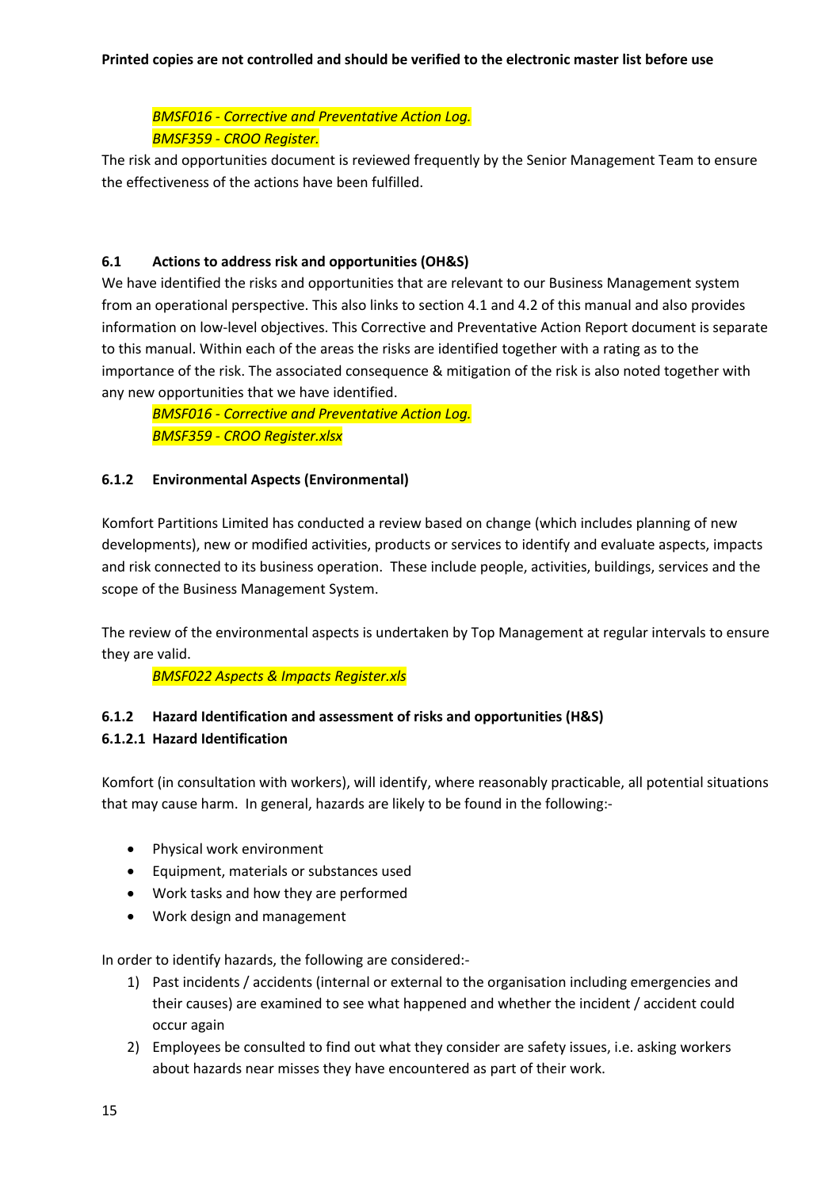**Printed copies are not controlled and should be verified to the electronic master list before use**

*BMSF016 - Corrective and Preventative Action Log.*
*BMSF359 - CROO Register.*

The risk and opportunities document is reviewed frequently by the Senior Management Team to ensure the effectiveness of the actions have been fulfilled.

### 6.1 Actions to address risk and opportunities (OH&S)

We have identified the risks and opportunities that are relevant to our Business Management system from an operational perspective. This also links to section 4.1 and 4.2 of this manual and also provides information on low-level objectives. This Corrective and Preventative Action Report document is separate to this manual. Within each of the areas the risks are identified together with a rating as to the importance of the risk. The associated consequence & mitigation of the risk is also noted together with any new opportunities that we have identified.

*BMSF016 - Corrective and Preventative Action Log.*
*BMSF359 - CROO Register.xlsx*

### 6.1.2 Environmental Aspects (Environmental)

Komfort Partitions Limited has conducted a review based on change (which includes planning of new developments), new or modified activities, products or services to identify and evaluate aspects, impacts and risk connected to its business operation. These include people, activities, buildings, services and the scope of the Business Management System.

The review of the environmental aspects is undertaken by Top Management at regular intervals to ensure they are valid.

*BMSF022 Aspects & Impacts Register.xls*

### 6.1.2 Hazard Identification and assessment of risks and opportunities (H&S)

#### 6.1.2.1 Hazard Identification

Komfort (in consultation with workers), will identify, where reasonably practicable, all potential situations that may cause harm. In general, hazards are likely to be found in the following:-

- Physical work environment
- Equipment, materials or substances used
- Work tasks and how they are performed
- Work design and management

In order to identify hazards, the following are considered:-

1) Past incidents / accidents (internal or external to the organisation including emergencies and their causes) are examined to see what happened and whether the incident / accident could occur again
2) Employees be consulted to find out what they consider are safety issues, i.e. asking workers about hazards near misses they have encountered as part of their work.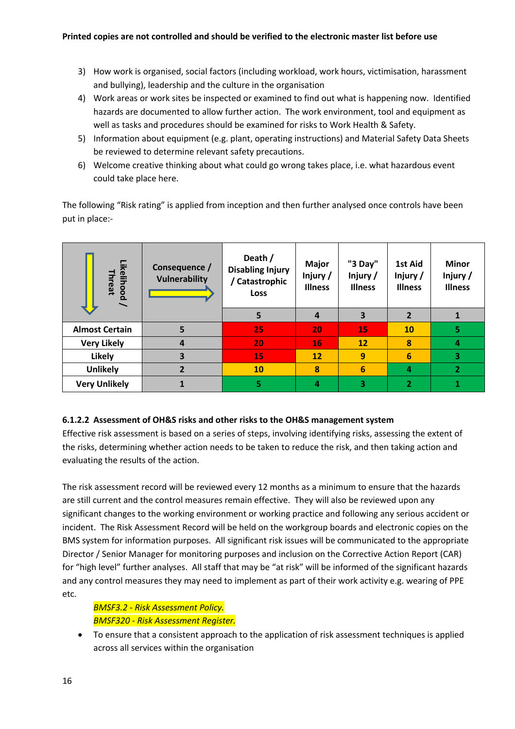**Printed copies are not controlled and should be verified to the electronic master list before use**

3) How work is organised, social factors (including workload, work hours, victimisation, harassment and bullying), leadership and the culture in the organisation
4) Work areas or work sites be inspected or examined to find out what is happening now. Identified hazards are documented to allow further action. The work environment, tool and equipment as well as tasks and procedures should be examined for risks to Work Health & Safety.
5) Information about equipment (e.g. plant, operating instructions) and Material Safety Data Sheets be reviewed to determine relevant safety precautions.
6) Welcome creative thinking about what could go wrong takes place, i.e. what hazardous event could take place here.

The following "Risk rating" is applied from inception and then further analysed once controls have been put in place:-

| Likelihood / Threat | Consequence / Vulnerability | Death / Disabling Injury / Catastrophic Loss | Major Injury / Illness | "3 Day" Injury / Illness | 1st Aid Injury / Illness | Minor Injury / Illness |
|---|---|---|---|---|---|---|
| | | 5 | 4 | 3 | 2 | 1 |
| **Almost Certain** | 5 | 25 | 20 | 15 | 10 | 5 |
| **Very Likely** | 4 | 20 | 16 | 12 | 8 | 4 |
| **Likely** | 3 | 15 | 12 | 9 | 6 | 3 |
| **Unlikely** | 2 | 10 | 8 | 6 | 4 | 2 |
| **Very Unlikely** | 1 | 5 | 4 | 3 | 2 | 1 |

#### 6.1.2.2 Assessment of OH&S risks and other risks to the OH&S management system

Effective risk assessment is based on a series of steps, involving identifying risks, assessing the extent of the risks, determining whether action needs to be taken to reduce the risk, and then taking action and evaluating the results of the action.

The risk assessment record will be reviewed every 12 months as a minimum to ensure that the hazards are still current and the control measures remain effective. They will also be reviewed upon any significant changes to the working environment or working practice and following any serious accident or incident. The Risk Assessment Record will be held on the workgroup boards and electronic copies on the BMS system for information purposes. All significant risk issues will be communicated to the appropriate Director / Senior Manager for monitoring purposes and inclusion on the Corrective Action Report (CAR) for "high level" further analyses. All staff that may be "at risk" will be informed of the significant hazards and any control measures they may need to implement as part of their work activity e.g. wearing of PPE etc.

*BMSF3.2 - Risk Assessment Policy.*
*BMSF320 - Risk Assessment Register.*

- To ensure that a consistent approach to the application of risk assessment techniques is applied across all services within the organisation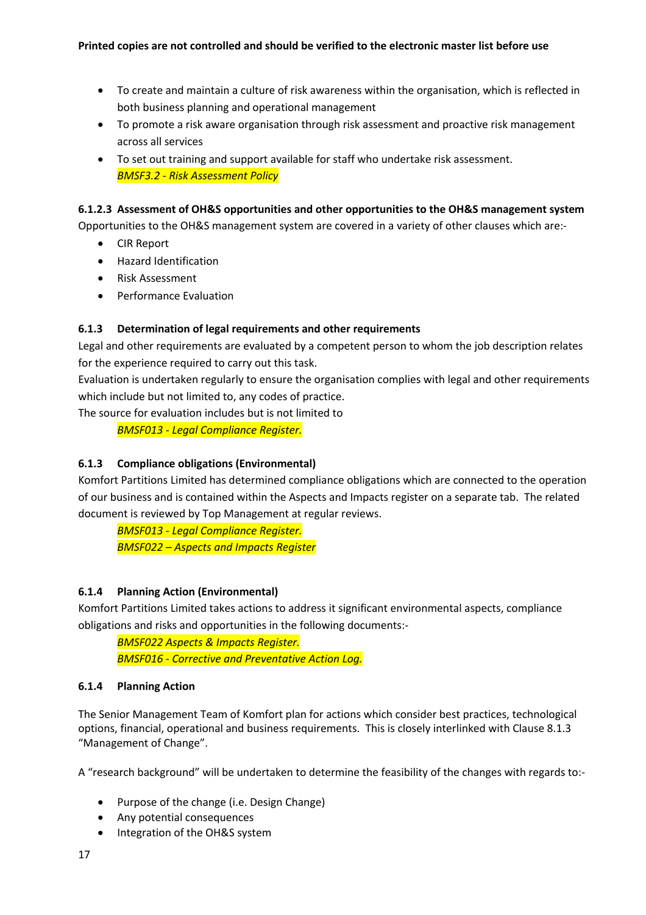- To create and maintain a culture of risk awareness within the organisation, which is reflected in both business planning and operational management
- To promote a risk aware organisation through risk assessment and proactive risk management across all services
- To set out training and support available for staff who undertake risk assessment.
  *BMSF3.2 - Risk Assessment Policy*

### 6.1.2.3 Assessment of OH&S opportunities and other opportunities to the OH&S management system

Opportunities to the OH&S management system are covered in a variety of other clauses which are:-

- CIR Report
- Hazard Identification
- Risk Assessment
- Performance Evaluation

### 6.1.3 Determination of legal requirements and other requirements

Legal and other requirements are evaluated by a competent person to whom the job description relates for the experience required to carry out this task.

Evaluation is undertaken regularly to ensure the organisation complies with legal and other requirements which include but not limited to, any codes of practice.

The source for evaluation includes but is not limited to

*BMSF013 - Legal Compliance Register.*

### 6.1.3 Compliance obligations (Environmental)

Komfort Partitions Limited has determined compliance obligations which are connected to the operation of our business and is contained within the Aspects and Impacts register on a separate tab. The related document is reviewed by Top Management at regular reviews.

*BMSF013 - Legal Compliance Register.*
*BMSF022 – Aspects and Impacts Register*

### 6.1.4 Planning Action (Environmental)

Komfort Partitions Limited takes actions to address it significant environmental aspects, compliance obligations and risks and opportunities in the following documents:-

*BMSF022 Aspects & Impacts Register.*
*BMSF016 - Corrective and Preventative Action Log.*

### 6.1.4 Planning Action

The Senior Management Team of Komfort plan for actions which consider best practices, technological options, financial, operational and business requirements. This is closely interlinked with Clause 8.1.3 "Management of Change".

A "research background" will be undertaken to determine the feasibility of the changes with regards to:-

- Purpose of the change (i.e. Design Change)
- Any potential consequences
- Integration of the OH&S system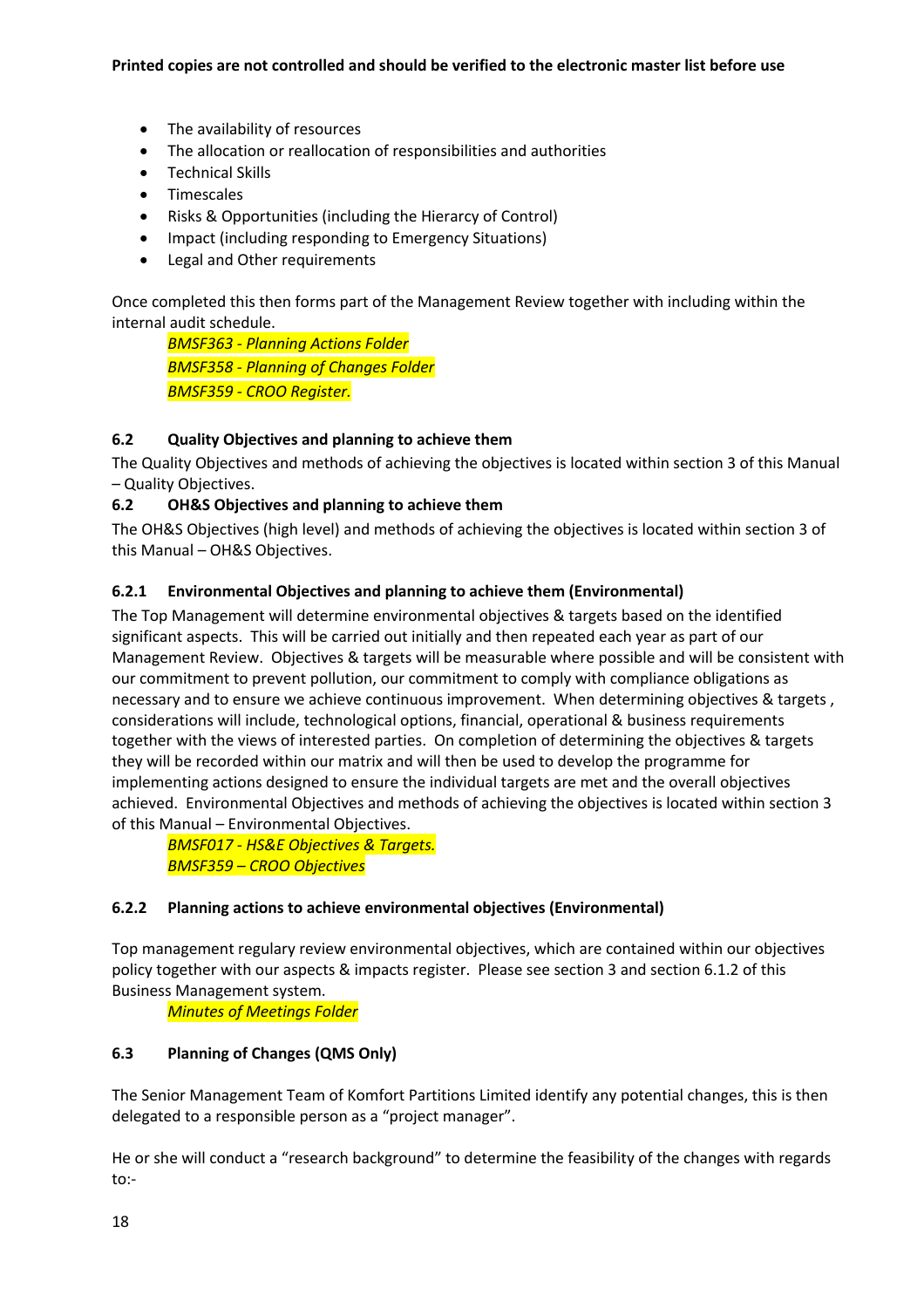- The availability of resources
- The allocation or reallocation of responsibilities and authorities
- Technical Skills
- Timescales
- Risks & Opportunities (including the Hierarcy of Control)
- Impact (including responding to Emergency Situations)
- Legal and Other requirements

Once completed this then forms part of the Management Review together with including within the internal audit schedule.

*BMSF363 - Planning Actions Folder*
*BMSF358 - Planning of Changes Folder*
*BMSF359 - CROO Register.*

### 6.2 Quality Objectives and planning to achieve them

The Quality Objectives and methods of achieving the objectives is located within section 3 of this Manual – Quality Objectives.

### 6.2 OH&S Objectives and planning to achieve them

The OH&S Objectives (high level) and methods of achieving the objectives is located within section 3 of this Manual – OH&S Objectives.

### 6.2.1 Environmental Objectives and planning to achieve them (Environmental)

The Top Management will determine environmental objectives & targets based on the identified significant aspects. This will be carried out initially and then repeated each year as part of our Management Review. Objectives & targets will be measurable where possible and will be consistent with our commitment to prevent pollution, our commitment to comply with compliance obligations as necessary and to ensure we achieve continuous improvement. When determining objectives & targets , considerations will include, technological options, financial, operational & business requirements together with the views of interested parties. On completion of determining the objectives & targets they will be recorded within our matrix and will then be used to develop the programme for implementing actions designed to ensure the individual targets are met and the overall objectives achieved. Environmental Objectives and methods of achieving the objectives is located within section 3 of this Manual – Environmental Objectives.

*BMSF017 - HS&E Objectives & Targets.*
*BMSF359 – CROO Objectives*

### 6.2.2 Planning actions to achieve environmental objectives (Environmental)

Top management regulary review environmental objectives, which are contained within our objectives policy together with our aspects & impacts register. Please see section 3 and section 6.1.2 of this Business Management system.

*Minutes of Meetings Folder*

### 6.3 Planning of Changes (QMS Only)

The Senior Management Team of Komfort Partitions Limited identify any potential changes, this is then delegated to a responsible person as a "project manager".

He or she will conduct a "research background" to determine the feasibility of the changes with regards to:-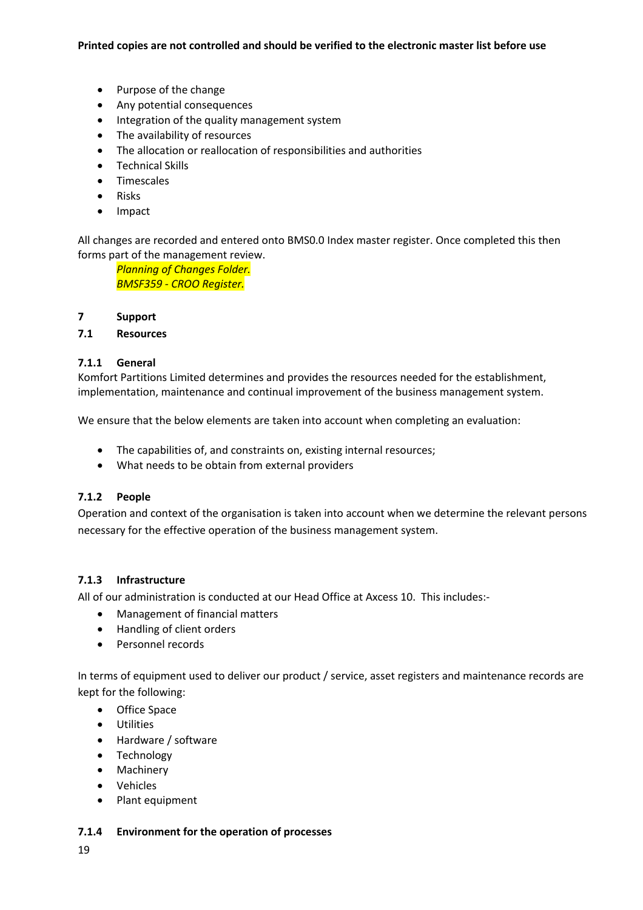- Purpose of the change
- Any potential consequences
- Integration of the quality management system
- The availability of resources
- The allocation or reallocation of responsibilities and authorities
- Technical Skills
- Timescales
- Risks
- Impact

All changes are recorded and entered onto BMS0.0 Index master register. Once completed this then forms part of the management review.

*Planning of Changes Folder.*
*BMSF359 - CROO Register.*

# 7 Support

## 7.1 Resources

### 7.1.1 General

Komfort Partitions Limited determines and provides the resources needed for the establishment, implementation, maintenance and continual improvement of the business management system.

We ensure that the below elements are taken into account when completing an evaluation:

- The capabilities of, and constraints on, existing internal resources;
- What needs to be obtain from external providers

### 7.1.2 People

Operation and context of the organisation is taken into account when we determine the relevant persons necessary for the effective operation of the business management system.

### 7.1.3 Infrastructure

All of our administration is conducted at our Head Office at Axcess 10. This includes:-

- Management of financial matters
- Handling of client orders
- Personnel records

In terms of equipment used to deliver our product / service, asset registers and maintenance records are kept for the following:

- Office Space
- Utilities
- Hardware / software
- Technology
- Machinery
- Vehicles
- Plant equipment

### 7.1.4 Environment for the operation of processes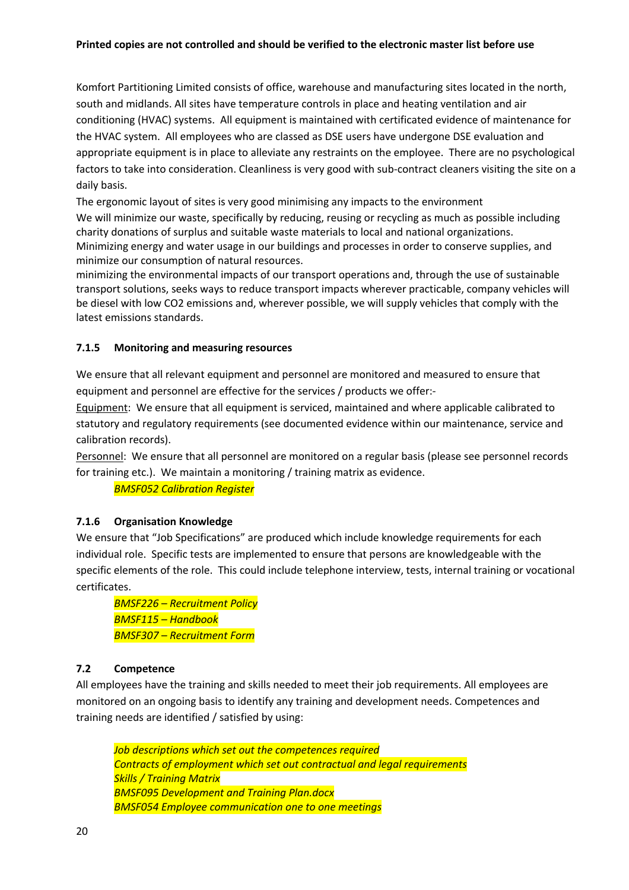**Printed copies are not controlled and should be verified to the electronic master list before use**

Komfort Partitioning Limited consists of office, warehouse and manufacturing sites located in the north, south and midlands. All sites have temperature controls in place and heating ventilation and air conditioning (HVAC) systems. All equipment is maintained with certificated evidence of maintenance for the HVAC system. All employees who are classed as DSE users have undergone DSE evaluation and appropriate equipment is in place to alleviate any restraints on the employee. There are no psychological factors to take into consideration. Cleanliness is very good with sub-contract cleaners visiting the site on a daily basis.

The ergonomic layout of sites is very good minimising any impacts to the environment

We will minimize our waste, specifically by reducing, reusing or recycling as much as possible including charity donations of surplus and suitable waste materials to local and national organizations.

Minimizing energy and water usage in our buildings and processes in order to conserve supplies, and minimize our consumption of natural resources.

minimizing the environmental impacts of our transport operations and, through the use of sustainable transport solutions, seeks ways to reduce transport impacts wherever practicable, company vehicles will be diesel with low CO2 emissions and, wherever possible, we will supply vehicles that comply with the latest emissions standards.

### 7.1.5 Monitoring and measuring resources

We ensure that all relevant equipment and personnel are monitored and measured to ensure that equipment and personnel are effective for the services / products we offer:-

Equipment: We ensure that all equipment is serviced, maintained and where applicable calibrated to statutory and regulatory requirements (see documented evidence within our maintenance, service and calibration records).

Personnel: We ensure that all personnel are monitored on a regular basis (please see personnel records for training etc.). We maintain a monitoring / training matrix as evidence.

*BMSF052 Calibration Register*

### 7.1.6 Organisation Knowledge

We ensure that "Job Specifications" are produced which include knowledge requirements for each individual role. Specific tests are implemented to ensure that persons are knowledgeable with the specific elements of the role. This could include telephone interview, tests, internal training or vocational certificates.

*BMSF226 – Recruitment Policy*
*BMSF115 – Handbook*
*BMSF307 – Recruitment Form*

### 7.2 Competence

All employees have the training and skills needed to meet their job requirements. All employees are monitored on an ongoing basis to identify any training and development needs. Competences and training needs are identified / satisfied by using:

*Job descriptions which set out the competences required*
*Contracts of employment which set out contractual and legal requirements*
*Skills / Training Matrix*
*BMSF095 Development and Training Plan.docx*
*BMSF054 Employee communication one to one meetings*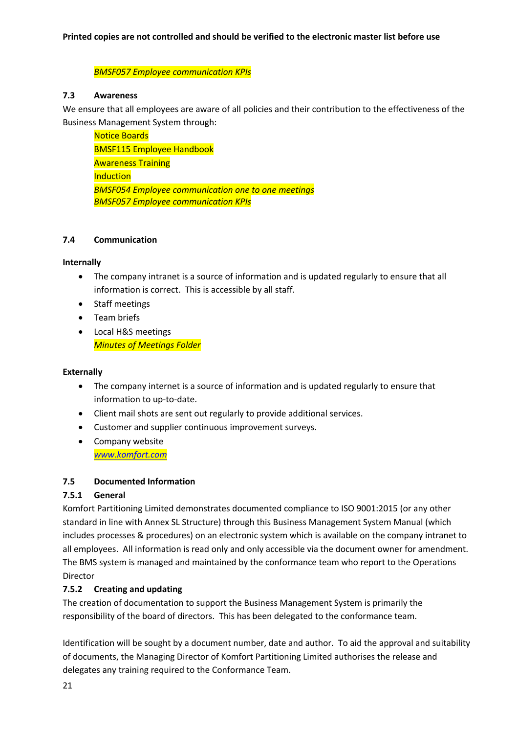*BMSF057 Employee communication KPIs*

### 7.3 Awareness

We ensure that all employees are aware of all policies and their contribution to the effectiveness of the Business Management System through:

Notice Boards
BMSF115 Employee Handbook
Awareness Training
Induction
*BMSF054 Employee communication one to one meetings*
*BMSF057 Employee communication KPIs*

### 7.4 Communication

**Internally**

- The company intranet is a source of information and is updated regularly to ensure that all information is correct. This is accessible by all staff.
- Staff meetings
- Team briefs
- Local H&S meetings

*Minutes of Meetings Folder*

**Externally**

- The company internet is a source of information and is updated regularly to ensure that information to up-to-date.
- Client mail shots are sent out regularly to provide additional services.
- Customer and supplier continuous improvement surveys.
- Company website

*www.komfort.com*

### 7.5 Documented Information

#### 7.5.1 General

Komfort Partitioning Limited demonstrates documented compliance to ISO 9001:2015 (or any other standard in line with Annex SL Structure) through this Business Management System Manual (which includes processes & procedures) on an electronic system which is available on the company intranet to all employees. All information is read only and only accessible via the document owner for amendment. The BMS system is managed and maintained by the conformance team who report to the Operations Director

#### 7.5.2 Creating and updating

The creation of documentation to support the Business Management System is primarily the responsibility of the board of directors. This has been delegated to the conformance team.

Identification will be sought by a document number, date and author. To aid the approval and suitability of documents, the Managing Director of Komfort Partitioning Limited authorises the release and delegates any training required to the Conformance Team.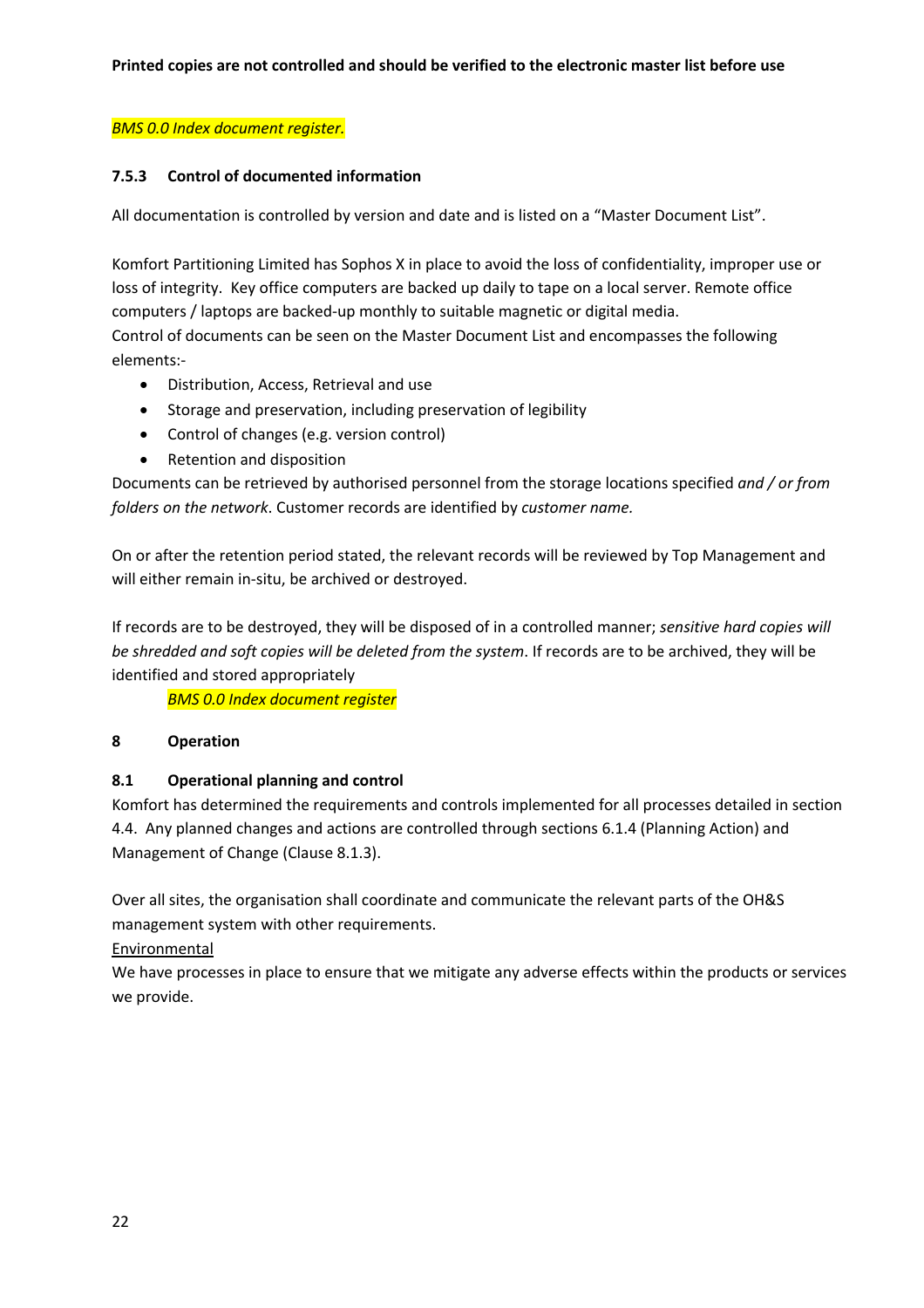**Printed copies are not controlled and should be verified to the electronic master list before use**

*BMS 0.0 Index document register.*

### 7.5.3 Control of documented information

All documentation is controlled by version and date and is listed on a "Master Document List".

Komfort Partitioning Limited has Sophos X in place to avoid the loss of confidentiality, improper use or loss of integrity. Key office computers are backed up daily to tape on a local server. Remote office computers / laptops are backed-up monthly to suitable magnetic or digital media.
Control of documents can be seen on the Master Document List and encompasses the following elements:-

- Distribution, Access, Retrieval and use
- Storage and preservation, including preservation of legibility
- Control of changes (e.g. version control)
- Retention and disposition

Documents can be retrieved by authorised personnel from the storage locations specified *and / or from folders on the network*. Customer records are identified by *customer name.*

On or after the retention period stated, the relevant records will be reviewed by Top Management and will either remain in-situ, be archived or destroyed.

If records are to be destroyed, they will be disposed of in a controlled manner; *sensitive hard copies will be shredded and soft copies will be deleted from the system*. If records are to be archived, they will be identified and stored appropriately

*BMS 0.0 Index document register*

## 8 Operation

### 8.1 Operational planning and control

Komfort has determined the requirements and controls implemented for all processes detailed in section 4.4. Any planned changes and actions are controlled through sections 6.1.4 (Planning Action) and Management of Change (Clause 8.1.3).

Over all sites, the organisation shall coordinate and communicate the relevant parts of the OH&S management system with other requirements.

Environmental

We have processes in place to ensure that we mitigate any adverse effects within the products or services we provide.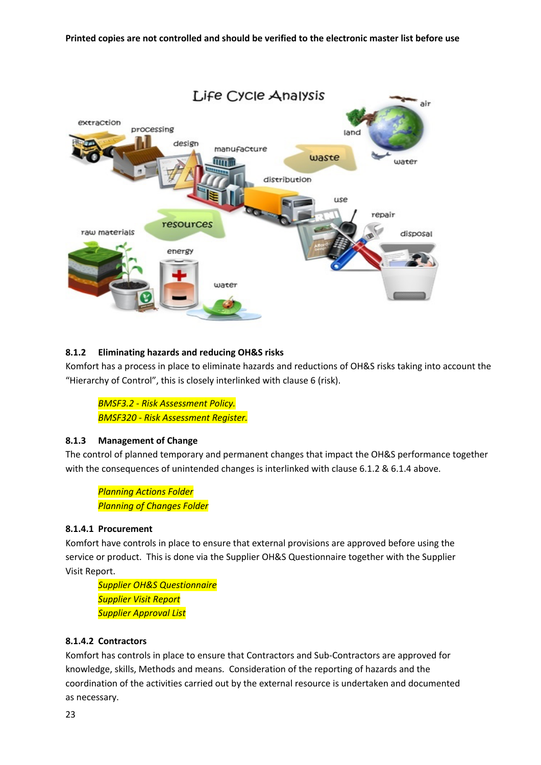Printed copies are not controlled and should be verified to the electronic master list before use

### 8.1.2 Eliminating hazards and reducing OH&S risks

Komfort has a process in place to eliminate hazards and reductions of OH&S risks taking into account the "Hierarchy of Control", this is closely interlinked with clause 6 (risk).

*BMSF3.2 - Risk Assessment Policy.*
*BMSF320 - Risk Assessment Register.*

### 8.1.3 Management of Change

The control of planned temporary and permanent changes that impact the OH&S performance together with the consequences of unintended changes is interlinked with clause 6.1.2 & 6.1.4 above.

*Planning Actions Folder*
*Planning of Changes Folder*

#### 8.1.4.1 Procurement

Komfort have controls in place to ensure that external provisions are approved before using the service or product. This is done via the Supplier OH&S Questionnaire together with the Supplier Visit Report.

*Supplier OH&S Questionnaire*
*Supplier Visit Report*
*Supplier Approval List*

#### 8.1.4.2 Contractors

Komfort has controls in place to ensure that Contractors and Sub-Contractors are approved for knowledge, skills, Methods and means. Consideration of the reporting of hazards and the coordination of the activities carried out by the external resource is undertaken and documented as necessary.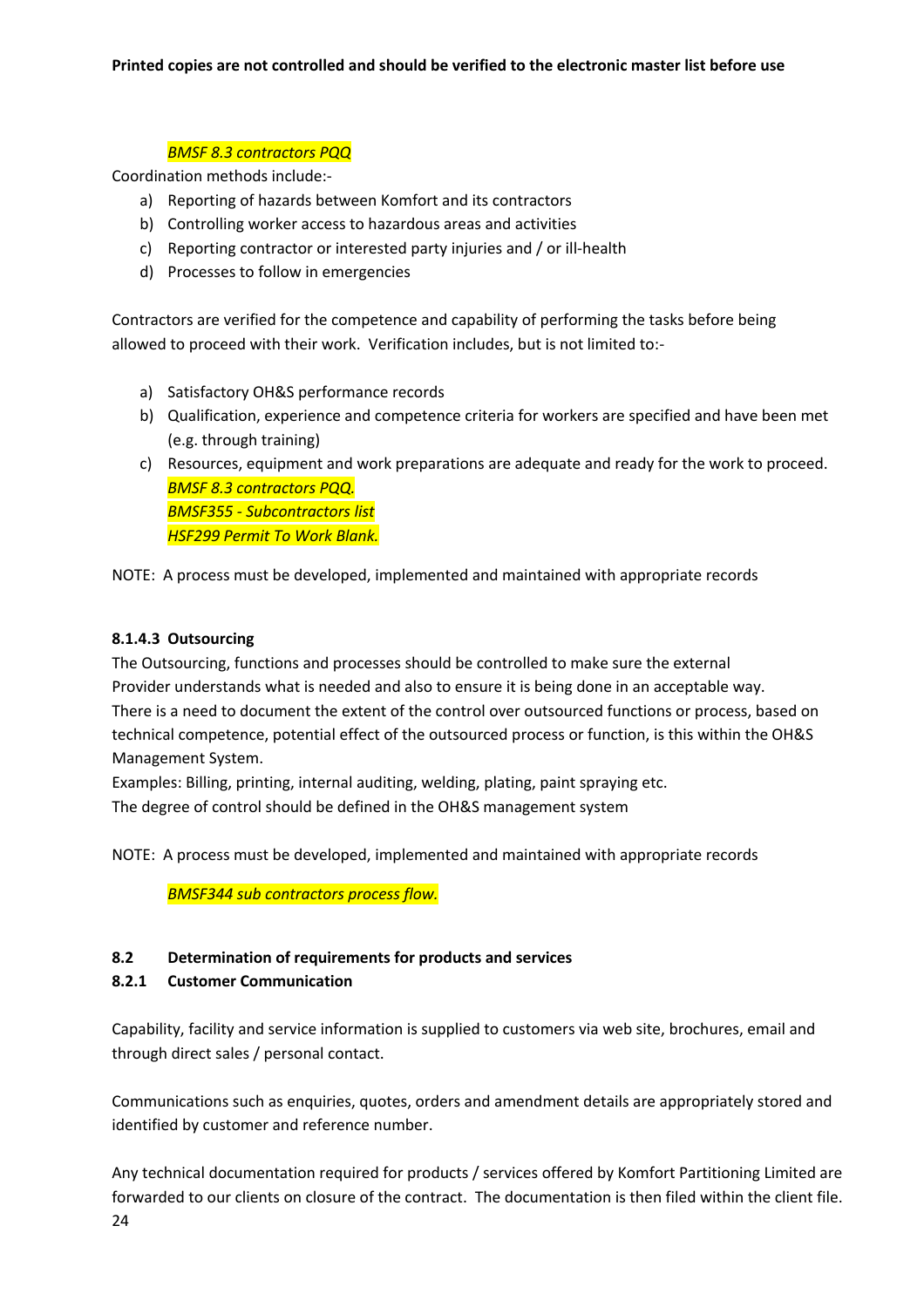*BMSF 8.3 contractors PQQ*

Coordination methods include:-

a) Reporting of hazards between Komfort and its contractors
b) Controlling worker access to hazardous areas and activities
c) Reporting contractor or interested party injuries and / or ill-health
d) Processes to follow in emergencies

Contractors are verified for the competence and capability of performing the tasks before being allowed to proceed with their work. Verification includes, but is not limited to:-

a) Satisfactory OH&S performance records
b) Qualification, experience and competence criteria for workers are specified and have been met (e.g. through training)
c) Resources, equipment and work preparations are adequate and ready for the work to proceed.
   *BMSF 8.3 contractors PQQ.*
   *BMSF355 - Subcontractors list*
   *HSF299 Permit To Work Blank.*

NOTE: A process must be developed, implemented and maintained with appropriate records

#### 8.1.4.3 Outsourcing

The Outsourcing, functions and processes should be controlled to make sure the external Provider understands what is needed and also to ensure it is being done in an acceptable way.
There is a need to document the extent of the control over outsourced functions or process, based on technical competence, potential effect of the outsourced process or function, is this within the OH&S Management System.
Examples: Billing, printing, internal auditing, welding, plating, paint spraying etc.
The degree of control should be defined in the OH&S management system

NOTE: A process must be developed, implemented and maintained with appropriate records

*BMSF344 sub contractors process flow.*

### 8.2 Determination of requirements for products and services

#### 8.2.1 Customer Communication

Capability, facility and service information is supplied to customers via web site, brochures, email and through direct sales / personal contact.

Communications such as enquiries, quotes, orders and amendment details are appropriately stored and identified by customer and reference number.

Any technical documentation required for products / services offered by Komfort Partitioning Limited are forwarded to our clients on closure of the contract. The documentation is then filed within the client file.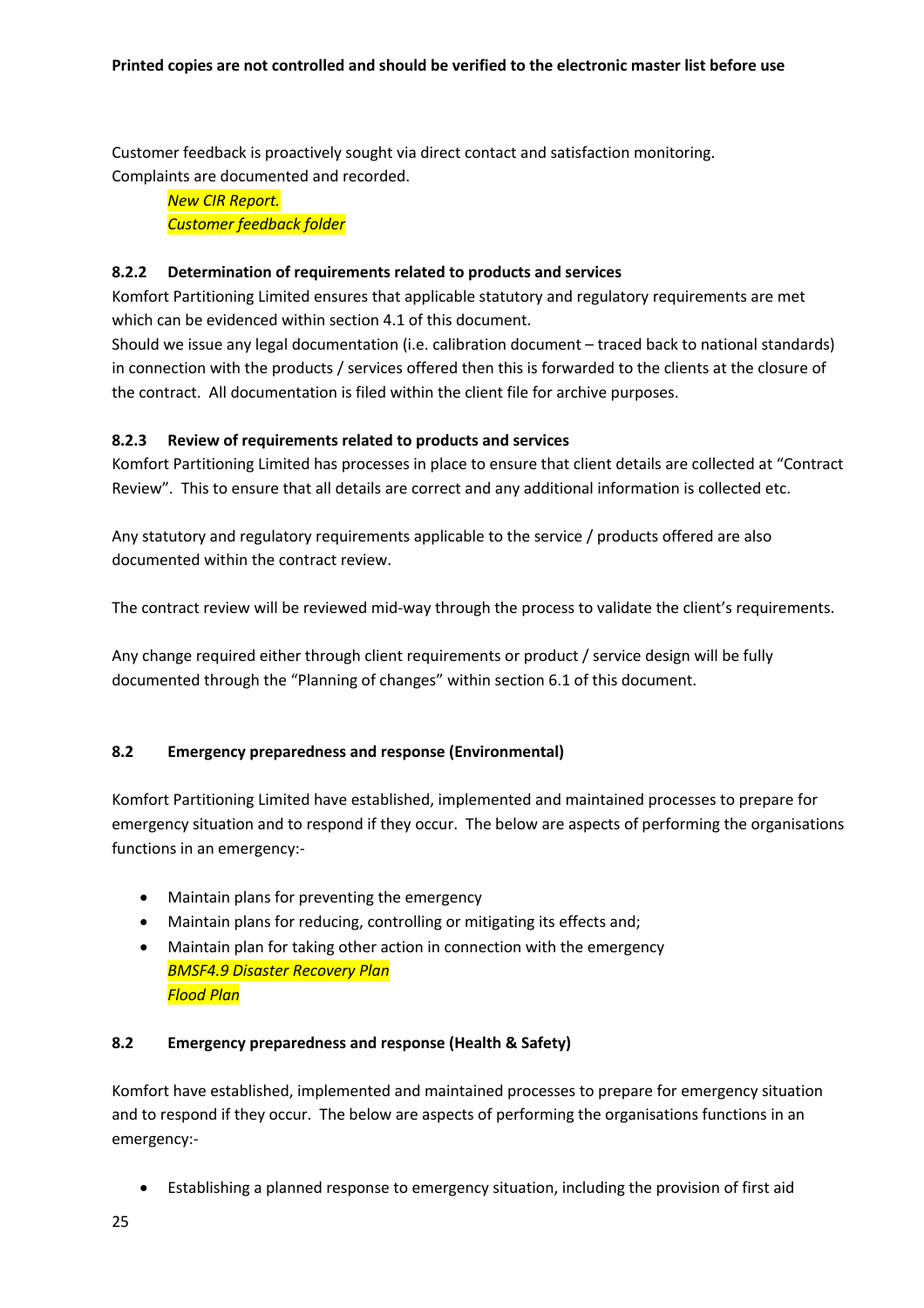Customer feedback is proactively sought via direct contact and satisfaction monitoring.
Complaints are documented and recorded.

*New CIR Report.*
*Customer feedback folder*

### 8.2.2 Determination of requirements related to products and services

Komfort Partitioning Limited ensures that applicable statutory and regulatory requirements are met which can be evidenced within section 4.1 of this document.
Should we issue any legal documentation (i.e. calibration document – traced back to national standards) in connection with the products / services offered then this is forwarded to the clients at the closure of the contract. All documentation is filed within the client file for archive purposes.

### 8.2.3 Review of requirements related to products and services

Komfort Partitioning Limited has processes in place to ensure that client details are collected at "Contract Review". This to ensure that all details are correct and any additional information is collected etc.

Any statutory and regulatory requirements applicable to the service / products offered are also documented within the contract review.

The contract review will be reviewed mid-way through the process to validate the client's requirements.

Any change required either through client requirements or product / service design will be fully documented through the "Planning of changes" within section 6.1 of this document.

## 8.2 Emergency preparedness and response (Environmental)

Komfort Partitioning Limited have established, implemented and maintained processes to prepare for emergency situation and to respond if they occur. The below are aspects of performing the organisations functions in an emergency:-

- Maintain plans for preventing the emergency
- Maintain plans for reducing, controlling or mitigating its effects and;
- Maintain plan for taking other action in connection with the emergency

  *BMSF4.9 Disaster Recovery Plan*
  *Flood Plan*

## 8.2 Emergency preparedness and response (Health & Safety)

Komfort have established, implemented and maintained processes to prepare for emergency situation and to respond if they occur. The below are aspects of performing the organisations functions in an emergency:-

- Establishing a planned response to emergency situation, including the provision of first aid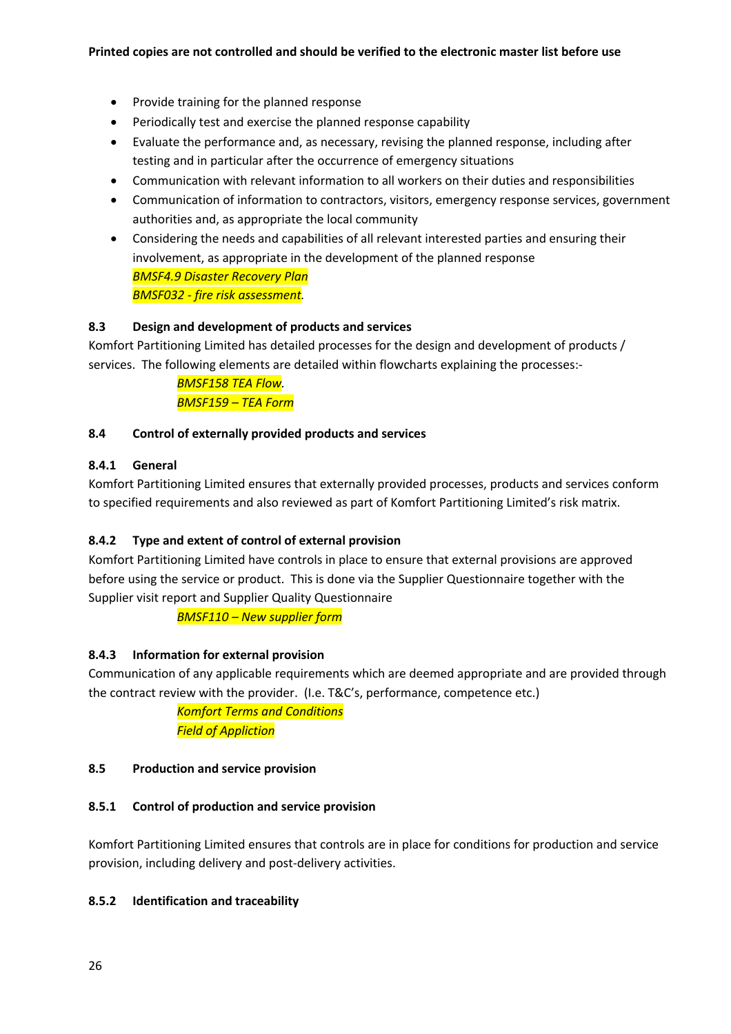**Printed copies are not controlled and should be verified to the electronic master list before use**

- Provide training for the planned response
- Periodically test and exercise the planned response capability
- Evaluate the performance and, as necessary, revising the planned response, including after testing and in particular after the occurrence of emergency situations
- Communication with relevant information to all workers on their duties and responsibilities
- Communication of information to contractors, visitors, emergency response services, government authorities and, as appropriate the local community
- Considering the needs and capabilities of all relevant interested parties and ensuring their involvement, as appropriate in the development of the planned response
  *BMSF4.9 Disaster Recovery Plan*
  *BMSF032 - fire risk assessment.*

### 8.3 Design and development of products and services

Komfort Partitioning Limited has detailed processes for the design and development of products / services. The following elements are detailed within flowcharts explaining the processes:-

*BMSF158 TEA Flow.*
*BMSF159 – TEA Form*

### 8.4 Control of externally provided products and services

#### 8.4.1 General

Komfort Partitioning Limited ensures that externally provided processes, products and services conform to specified requirements and also reviewed as part of Komfort Partitioning Limited's risk matrix.

#### 8.4.2 Type and extent of control of external provision

Komfort Partitioning Limited have controls in place to ensure that external provisions are approved before using the service or product. This is done via the Supplier Questionnaire together with the Supplier visit report and Supplier Quality Questionnaire

*BMSF110 – New supplier form*

#### 8.4.3 Information for external provision

Communication of any applicable requirements which are deemed appropriate and are provided through the contract review with the provider. (I.e. T&C's, performance, competence etc.)

*Komfort Terms and Conditions*
*Field of Appliction*

### 8.5 Production and service provision

#### 8.5.1 Control of production and service provision

Komfort Partitioning Limited ensures that controls are in place for conditions for production and service provision, including delivery and post-delivery activities.

#### 8.5.2 Identification and traceability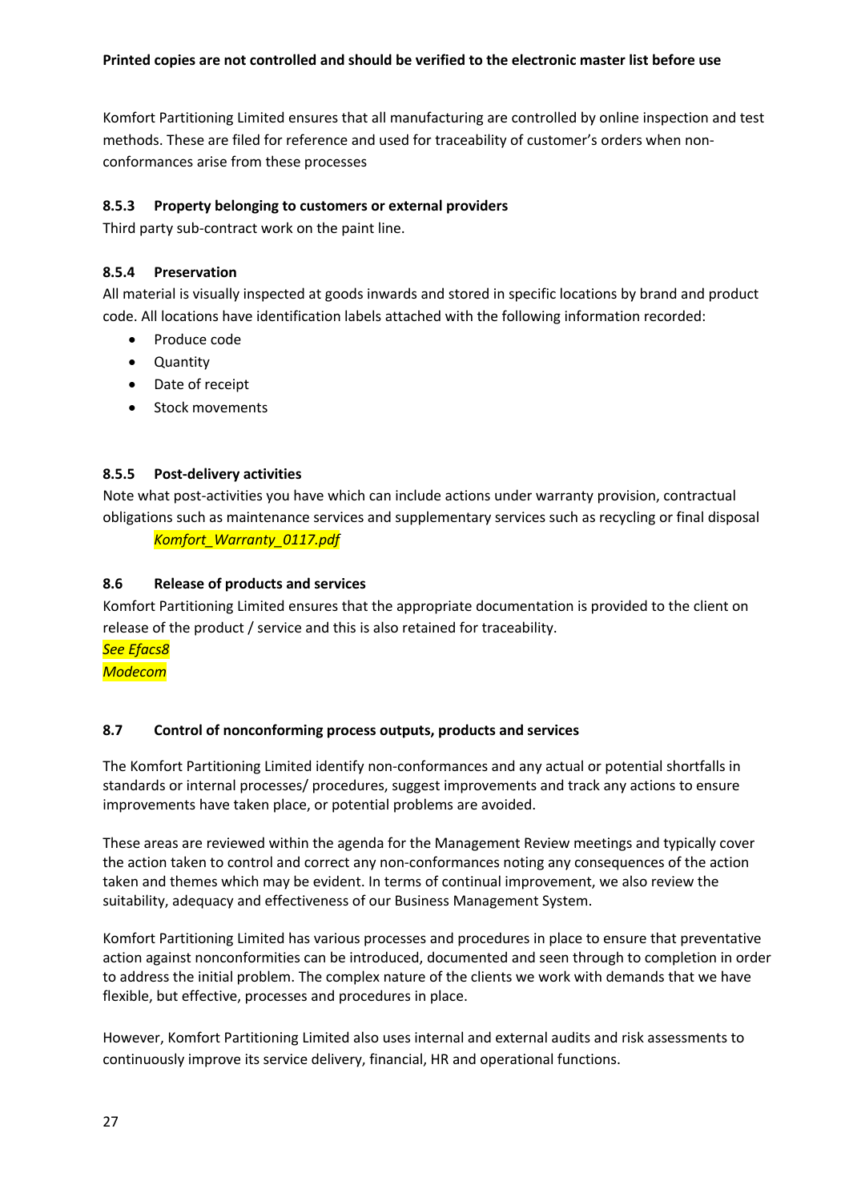**Printed copies are not controlled and should be verified to the electronic master list before use**

Komfort Partitioning Limited ensures that all manufacturing are controlled by online inspection and test methods. These are filed for reference and used for traceability of customer's orders when non-conformances arise from these processes

### 8.5.3 Property belonging to customers or external providers

Third party sub-contract work on the paint line.

### 8.5.4 Preservation

All material is visually inspected at goods inwards and stored in specific locations by brand and product code. All locations have identification labels attached with the following information recorded:

- Produce code
- Quantity
- Date of receipt
- Stock movements

### 8.5.5 Post-delivery activities

Note what post-activities you have which can include actions under warranty provision, contractual obligations such as maintenance services and supplementary services such as recycling or final disposal

*Komfort_Warranty_0117.pdf*

### 8.6 Release of products and services

Komfort Partitioning Limited ensures that the appropriate documentation is provided to the client on release of the product / service and this is also retained for traceability.

*See Efacs8*
*Modecom*

### 8.7 Control of nonconforming process outputs, products and services

The Komfort Partitioning Limited identify non-conformances and any actual or potential shortfalls in standards or internal processes/ procedures, suggest improvements and track any actions to ensure improvements have taken place, or potential problems are avoided.

These areas are reviewed within the agenda for the Management Review meetings and typically cover the action taken to control and correct any non-conformances noting any consequences of the action taken and themes which may be evident. In terms of continual improvement, we also review the suitability, adequacy and effectiveness of our Business Management System.

Komfort Partitioning Limited has various processes and procedures in place to ensure that preventative action against nonconformities can be introduced, documented and seen through to completion in order to address the initial problem. The complex nature of the clients we work with demands that we have flexible, but effective, processes and procedures in place.

However, Komfort Partitioning Limited also uses internal and external audits and risk assessments to continuously improve its service delivery, financial, HR and operational functions.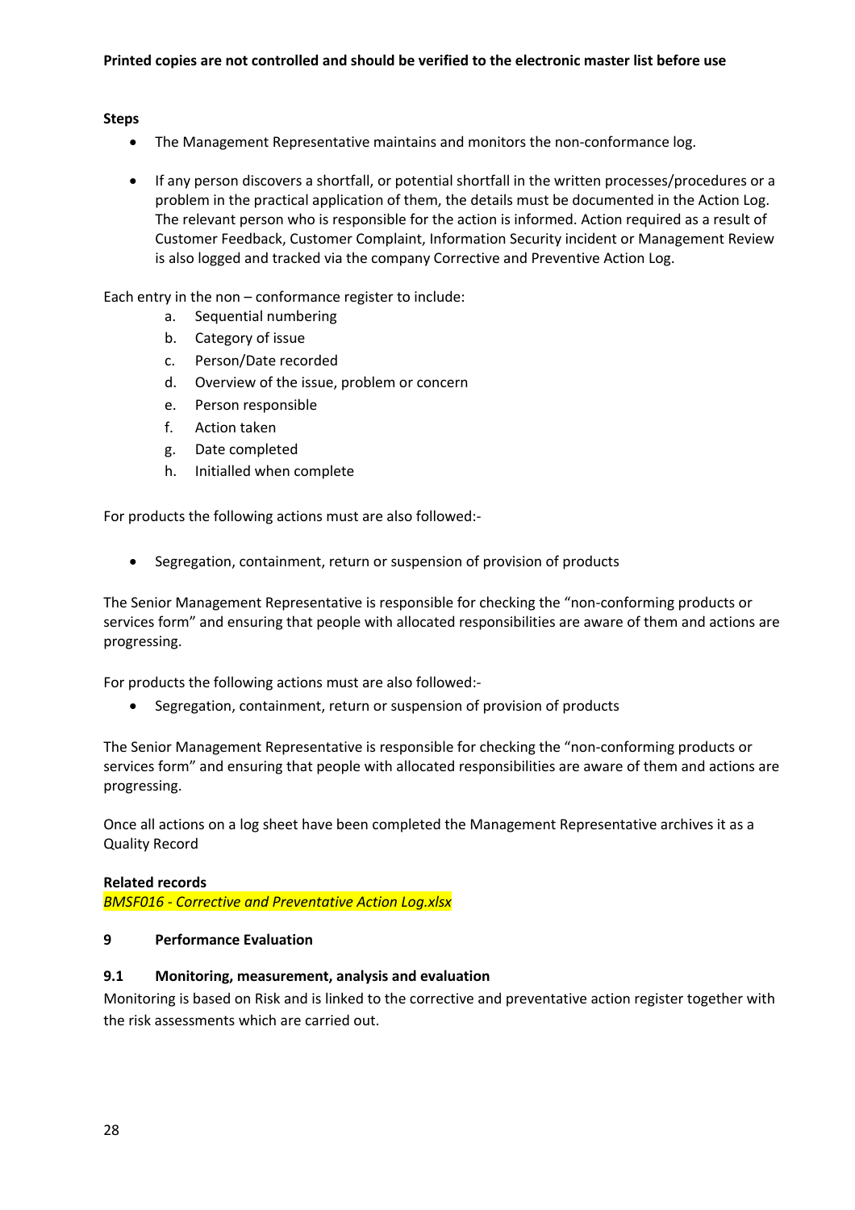**Printed copies are not controlled and should be verified to the electronic master list before use**

**Steps**

- The Management Representative maintains and monitors the non-conformance log.
- If any person discovers a shortfall, or potential shortfall in the written processes/procedures or a problem in the practical application of them, the details must be documented in the Action Log. The relevant person who is responsible for the action is informed. Action required as a result of Customer Feedback, Customer Complaint, Information Security incident or Management Review is also logged and tracked via the company Corrective and Preventive Action Log.

Each entry in the non – conformance register to include:

a. Sequential numbering
b. Category of issue
c. Person/Date recorded
d. Overview of the issue, problem or concern
e. Person responsible
f. Action taken
g. Date completed
h. Initialled when complete

For products the following actions must are also followed:-

- Segregation, containment, return or suspension of provision of products

The Senior Management Representative is responsible for checking the "non-conforming products or services form" and ensuring that people with allocated responsibilities are aware of them and actions are progressing.

For products the following actions must are also followed:-

- Segregation, containment, return or suspension of provision of products

The Senior Management Representative is responsible for checking the "non-conforming products or services form" and ensuring that people with allocated responsibilities are aware of them and actions are progressing.

Once all actions on a log sheet have been completed the Management Representative archives it as a Quality Record

**Related records**
*BMSF016 - Corrective and Preventative Action Log.xlsx*

## 9 Performance Evaluation

### 9.1 Monitoring, measurement, analysis and evaluation

Monitoring is based on Risk and is linked to the corrective and preventative action register together with the risk assessments which are carried out.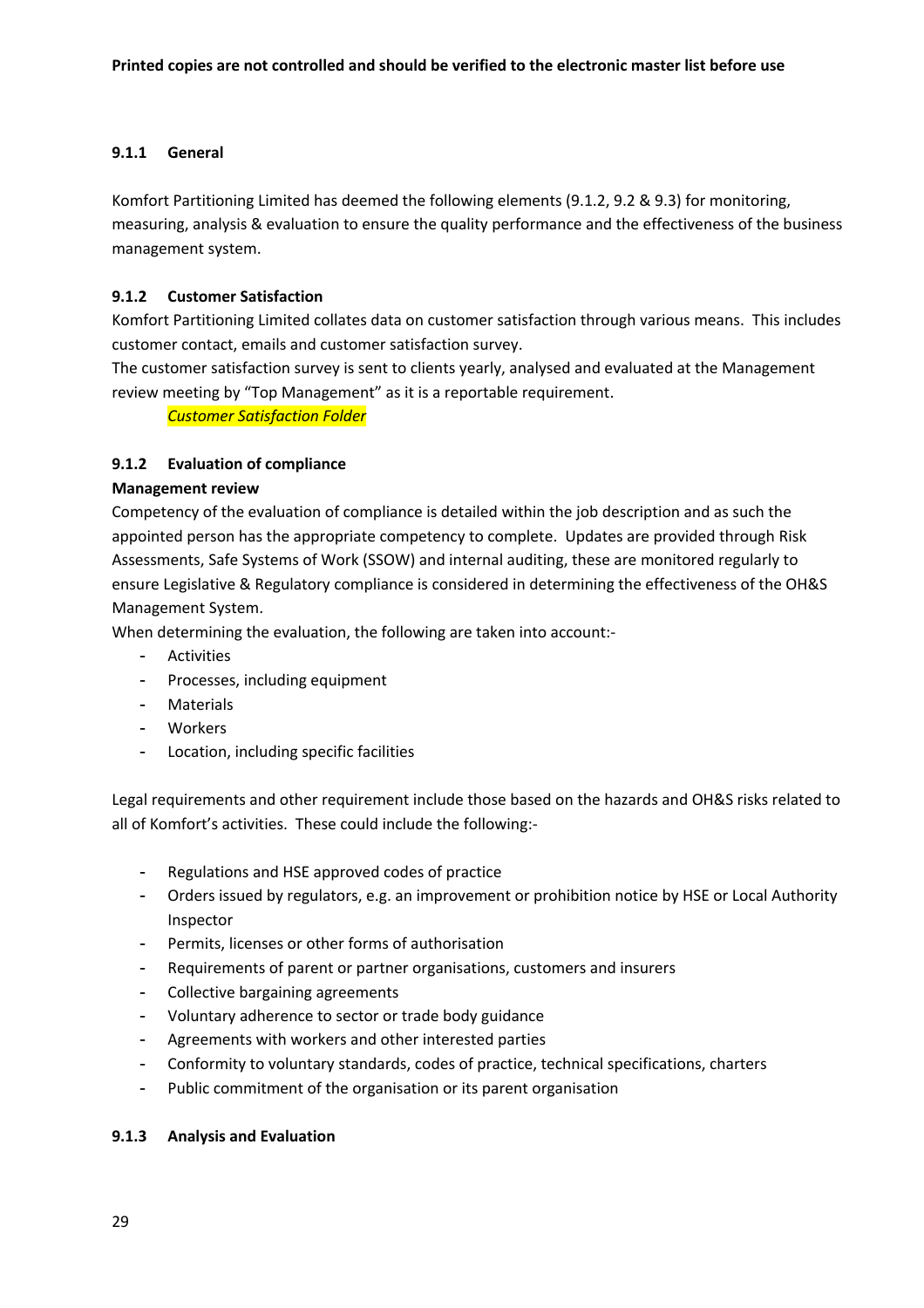### 9.1.1 General

Komfort Partitioning Limited has deemed the following elements (9.1.2, 9.2 & 9.3) for monitoring, measuring, analysis & evaluation to ensure the quality performance and the effectiveness of the business management system.

### 9.1.2 Customer Satisfaction

Komfort Partitioning Limited collates data on customer satisfaction through various means. This includes customer contact, emails and customer satisfaction survey.
The customer satisfaction survey is sent to clients yearly, analysed and evaluated at the Management review meeting by "Top Management" as it is a reportable requirement.

*Customer Satisfaction Folder*

### 9.1.2 Evaluation of compliance

**Management review**

Competency of the evaluation of compliance is detailed within the job description and as such the appointed person has the appropriate competency to complete. Updates are provided through Risk Assessments, Safe Systems of Work (SSOW) and internal auditing, these are monitored regularly to ensure Legislative & Regulatory compliance is considered in determining the effectiveness of the OH&S Management System.
When determining the evaluation, the following are taken into account:-

- Activities
- Processes, including equipment
- Materials
- Workers
- Location, including specific facilities

Legal requirements and other requirement include those based on the hazards and OH&S risks related to all of Komfort's activities. These could include the following:-

- Regulations and HSE approved codes of practice
- Orders issued by regulators, e.g. an improvement or prohibition notice by HSE or Local Authority Inspector
- Permits, licenses or other forms of authorisation
- Requirements of parent or partner organisations, customers and insurers
- Collective bargaining agreements
- Voluntary adherence to sector or trade body guidance
- Agreements with workers and other interested parties
- Conformity to voluntary standards, codes of practice, technical specifications, charters
- Public commitment of the organisation or its parent organisation

### 9.1.3 Analysis and Evaluation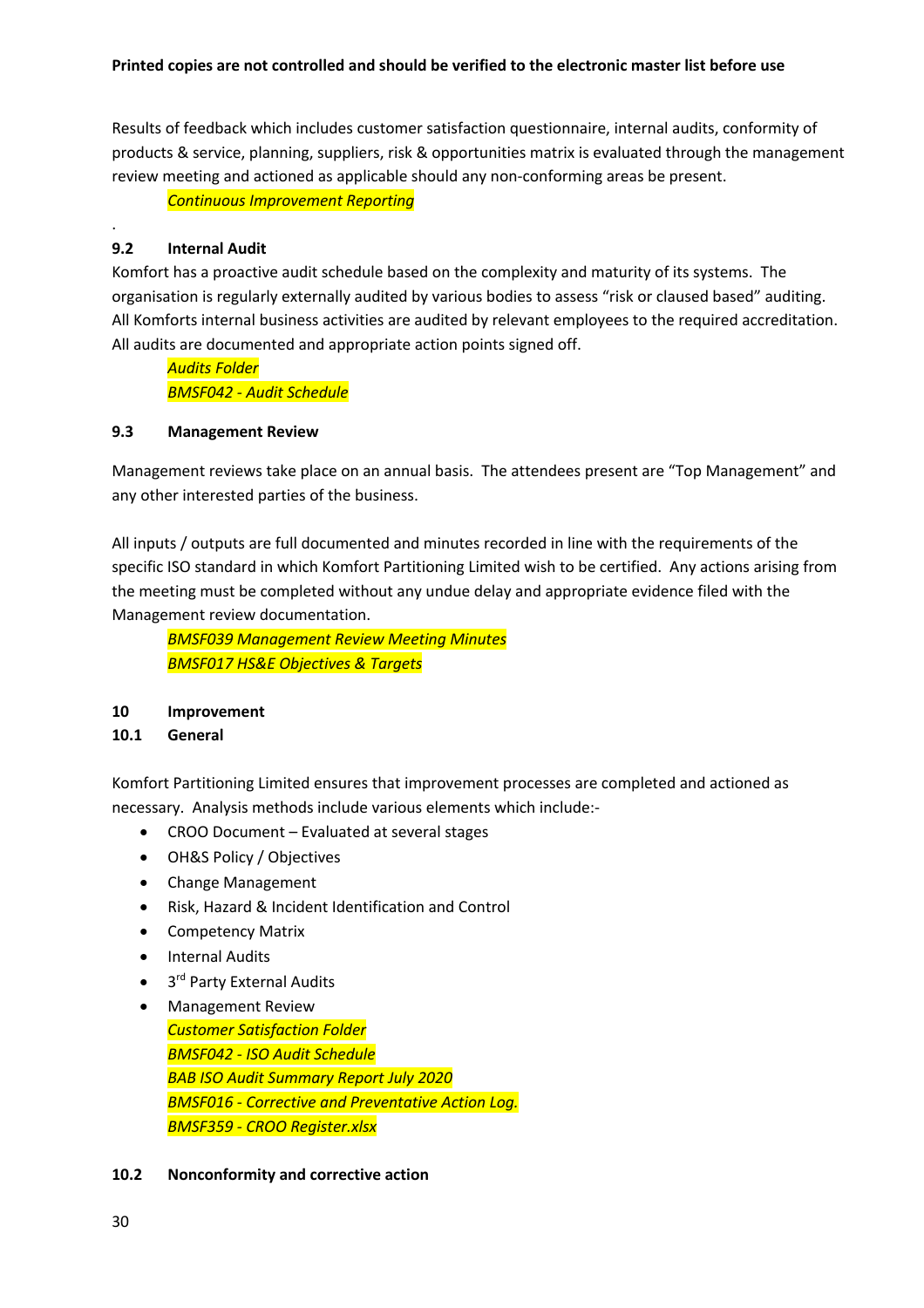Results of feedback which includes customer satisfaction questionnaire, internal audits, conformity of products & service, planning, suppliers, risk & opportunities matrix is evaluated through the management review meeting and actioned as applicable should any non-conforming areas be present.

*Continuous Improvement Reporting*

.

### 9.2 Internal Audit

Komfort has a proactive audit schedule based on the complexity and maturity of its systems. The organisation is regularly externally audited by various bodies to assess "risk or claused based" auditing. All Komforts internal business activities are audited by relevant employees to the required accreditation. All audits are documented and appropriate action points signed off.

*Audits Folder*
*BMSF042 - Audit Schedule*

### 9.3 Management Review

Management reviews take place on an annual basis. The attendees present are "Top Management" and any other interested parties of the business.

All inputs / outputs are full documented and minutes recorded in line with the requirements of the specific ISO standard in which Komfort Partitioning Limited wish to be certified. Any actions arising from the meeting must be completed without any undue delay and appropriate evidence filed with the Management review documentation.

*BMSF039 Management Review Meeting Minutes*
*BMSF017 HS&E Objectives & Targets*

## 10 Improvement

### 10.1 General

Komfort Partitioning Limited ensures that improvement processes are completed and actioned as necessary. Analysis methods include various elements which include:-

- CROO Document – Evaluated at several stages
- OH&S Policy / Objectives
- Change Management
- Risk, Hazard & Incident Identification and Control
- Competency Matrix
- Internal Audits
- 3rd Party External Audits
- Management Review

*Customer Satisfaction Folder*
*BMSF042 - ISO Audit Schedule*
*BAB ISO Audit Summary Report July 2020*
*BMSF016 - Corrective and Preventative Action Log.*
*BMSF359 - CROO Register.xlsx*

### 10.2 Nonconformity and corrective action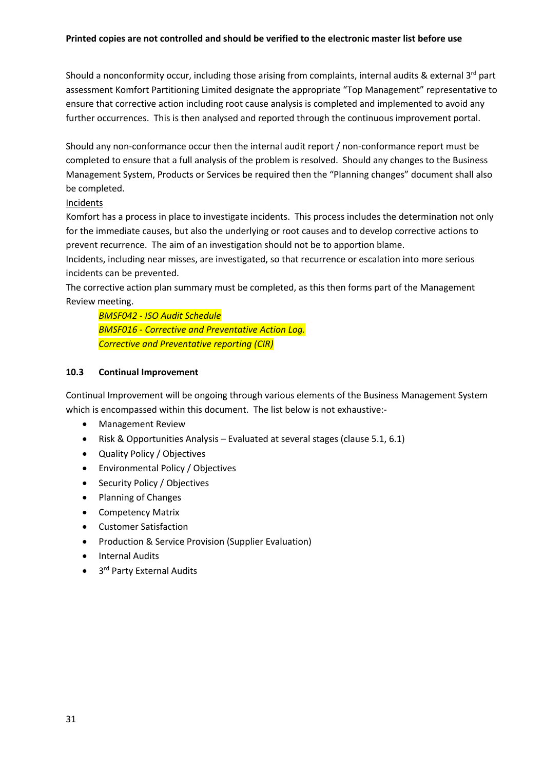Should a nonconformity occur, including those arising from complaints, internal audits & external 3rd part assessment Komfort Partitioning Limited designate the appropriate "Top Management" representative to ensure that corrective action including root cause analysis is completed and implemented to avoid any further occurrences. This is then analysed and reported through the continuous improvement portal.

Should any non-conformance occur then the internal audit report / non-conformance report must be completed to ensure that a full analysis of the problem is resolved. Should any changes to the Business Management System, Products or Services be required then the "Planning changes" document shall also be completed.

Incidents

Komfort has a process in place to investigate incidents. This process includes the determination not only for the immediate causes, but also the underlying or root causes and to develop corrective actions to prevent recurrence. The aim of an investigation should not be to apportion blame.

Incidents, including near misses, are investigated, so that recurrence or escalation into more serious incidents can be prevented.

The corrective action plan summary must be completed, as this then forms part of the Management Review meeting.

*BMSF042 - ISO Audit Schedule*
*BMSF016 - Corrective and Preventative Action Log.*
*Corrective and Preventative reporting (CIR)*

### 10.3 Continual Improvement

Continual Improvement will be ongoing through various elements of the Business Management System which is encompassed within this document. The list below is not exhaustive:-

- Management Review
- Risk & Opportunities Analysis – Evaluated at several stages (clause 5.1, 6.1)
- Quality Policy / Objectives
- Environmental Policy / Objectives
- Security Policy / Objectives
- Planning of Changes
- Competency Matrix
- Customer Satisfaction
- Production & Service Provision (Supplier Evaluation)
- Internal Audits
- 3rd Party External Audits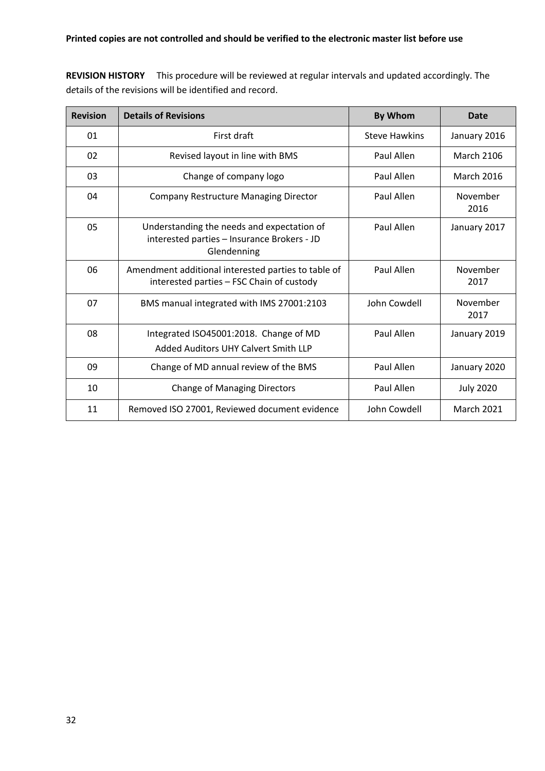**Printed copies are not controlled and should be verified to the electronic master list before use**

**REVISION HISTORY** This procedure will be reviewed at regular intervals and updated accordingly. The details of the revisions will be identified and record.

| Revision | Details of Revisions | By Whom | Date |
|---|---|---|---|
| 01 | First draft | Steve Hawkins | January 2016 |
| 02 | Revised layout in line with BMS | Paul Allen | March 2106 |
| 03 | Change of company logo | Paul Allen | March 2016 |
| 04 | Company Restructure Managing Director | Paul Allen | November 2016 |
| 05 | Understanding the needs and expectation of interested parties – Insurance Brokers - JD Glendenning | Paul Allen | January 2017 |
| 06 | Amendment additional interested parties to table of interested parties – FSC Chain of custody | Paul Allen | November 2017 |
| 07 | BMS manual integrated with IMS 27001:2103 | John Cowdell | November 2017 |
| 08 | Integrated ISO45001:2018. Change of MD Added Auditors UHY Calvert Smith LLP | Paul Allen | January 2019 |
| 09 | Change of MD annual review of the BMS | Paul Allen | January 2020 |
| 10 | Change of Managing Directors | Paul Allen | July 2020 |
| 11 | Removed ISO 27001, Reviewed document evidence | John Cowdell | March 2021 |